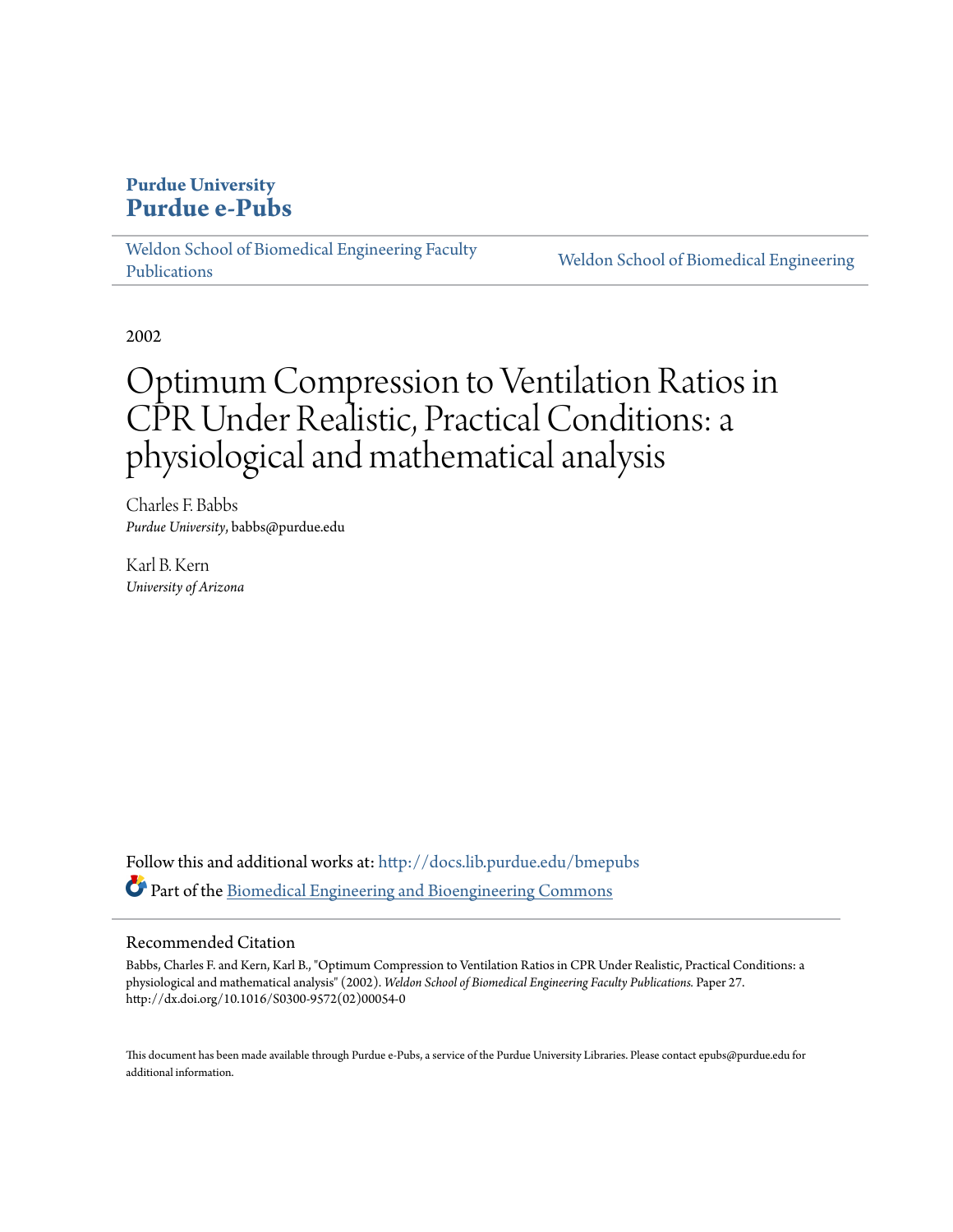**Purdue University**
**Purdue e-Pubs**

Weldon School of Biomedical Engineering Faculty Publications | Weldon School of Biomedical Engineering

2002

# Optimum Compression to Ventilation Ratios in CPR Under Realistic, Practical Conditions: a physiological and mathematical analysis

Charles F. Babbs
*Purdue University*, babbs@purdue.edu

Karl B. Kern
*University of Arizona*

Follow this and additional works at: http://docs.lib.purdue.edu/bmepubs

Part of the Biomedical Engineering and Bioengineering Commons

## Recommended Citation

Babbs, Charles F. and Kern, Karl B., "Optimum Compression to Ventilation Ratios in CPR Under Realistic, Practical Conditions: a physiological and mathematical analysis" (2002). *Weldon School of Biomedical Engineering Faculty Publications.* Paper 27.
http://dx.doi.org/10.1016/S0300-9572(02)00054-0

This document has been made available through Purdue e-Pubs, a service of the Purdue University Libraries. Please contact epubs@purdue.edu for additional information.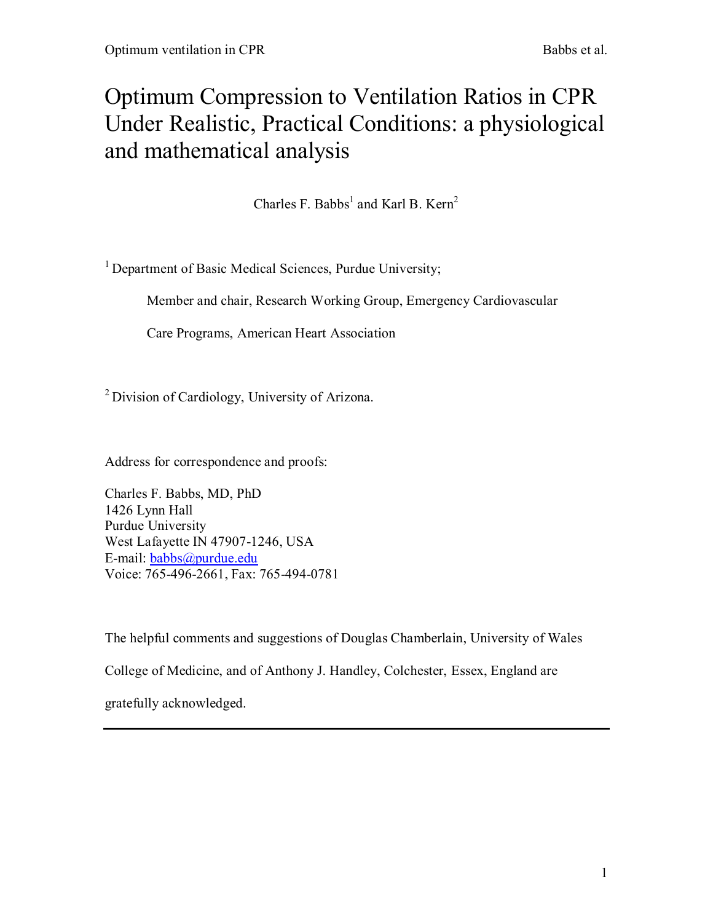# Optimum Compression to Ventilation Ratios in CPR Under Realistic, Practical Conditions: a physiological and mathematical analysis

Charles F. Babbs[1] and Karl B. Kern[2]

[1] Department of Basic Medical Sciences, Purdue University;

Member and chair, Research Working Group, Emergency Cardiovascular Care Programs, American Heart Association

[2] Division of Cardiology, University of Arizona.

Address for correspondence and proofs:

Charles F. Babbs, MD, PhD
1426 Lynn Hall
Purdue University
West Lafayette IN 47907-1246, USA
E-mail: babbs@purdue.edu
Voice: 765-496-2661, Fax: 765-494-0781

The helpful comments and suggestions of Douglas Chamberlain, University of Wales College of Medicine, and of Anthony J. Handley, Colchester, Essex, England are gratefully acknowledged.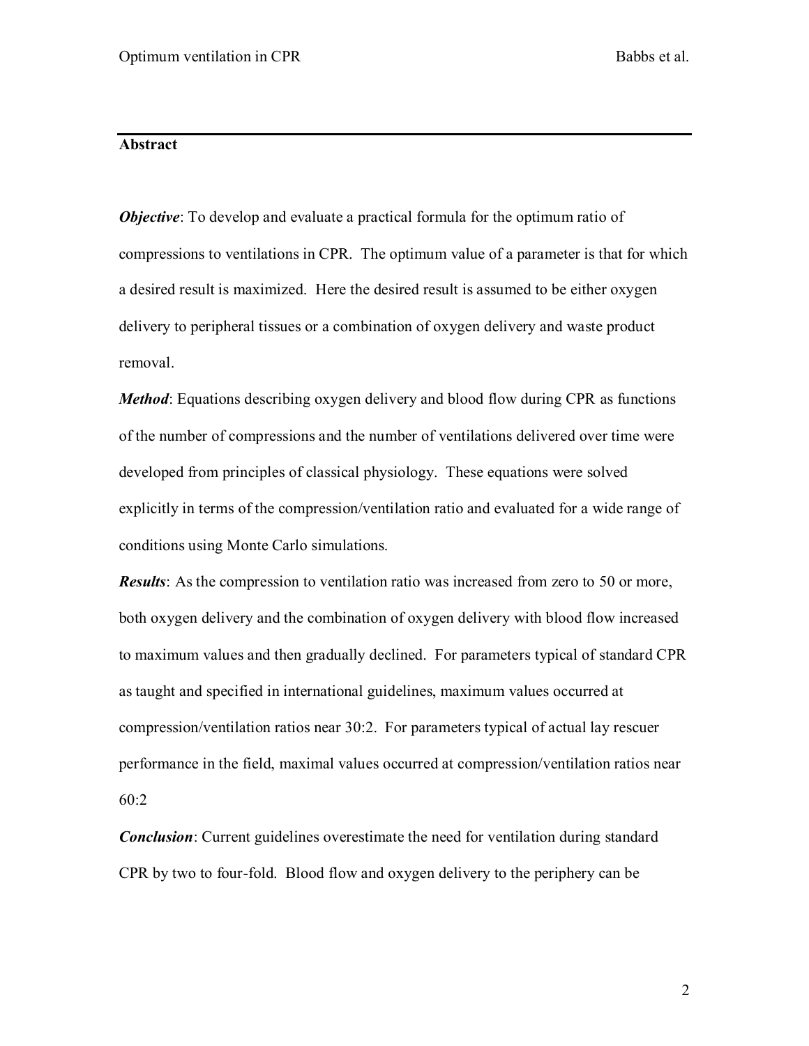## Abstract

***Objective***: To develop and evaluate a practical formula for the optimum ratio of compressions to ventilations in CPR. The optimum value of a parameter is that for which a desired result is maximized. Here the desired result is assumed to be either oxygen delivery to peripheral tissues or a combination of oxygen delivery and waste product removal.

***Method***: Equations describing oxygen delivery and blood flow during CPR as functions of the number of compressions and the number of ventilations delivered over time were developed from principles of classical physiology. These equations were solved explicitly in terms of the compression/ventilation ratio and evaluated for a wide range of conditions using Monte Carlo simulations.

***Results***: As the compression to ventilation ratio was increased from zero to 50 or more, both oxygen delivery and the combination of oxygen delivery with blood flow increased to maximum values and then gradually declined. For parameters typical of standard CPR as taught and specified in international guidelines, maximum values occurred at compression/ventilation ratios near 30:2. For parameters typical of actual lay rescuer performance in the field, maximal values occurred at compression/ventilation ratios near 60:2

***Conclusion***: Current guidelines overestimate the need for ventilation during standard CPR by two to four-fold. Blood flow and oxygen delivery to the periphery can be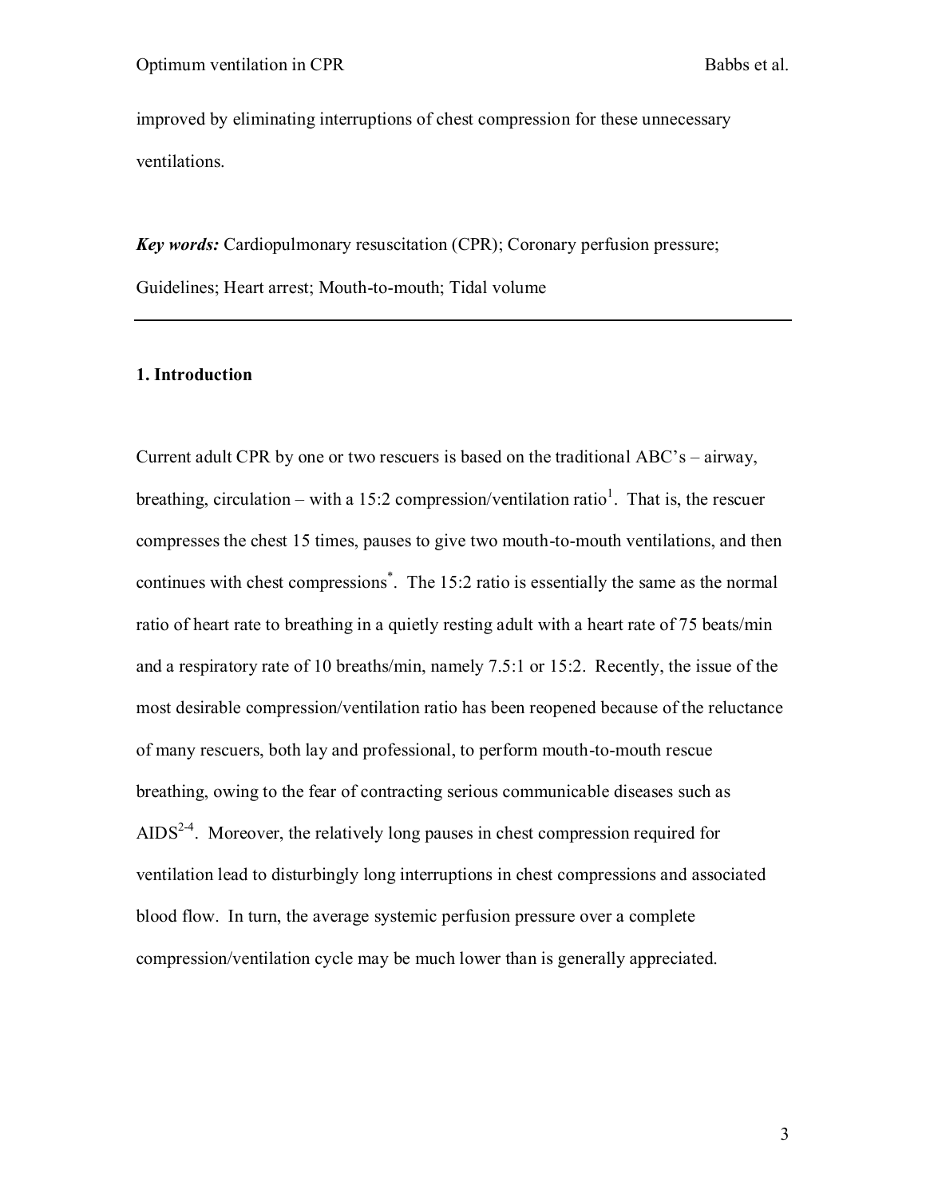improved by eliminating interruptions of chest compression for these unnecessary ventilations.

***Key words:*** Cardiopulmonary resuscitation (CPR); Coronary perfusion pressure; Guidelines; Heart arrest; Mouth-to-mouth; Tidal volume

---

## 1. Introduction

Current adult CPR by one or two rescuers is based on the traditional ABC's – airway, breathing, circulation – with a 15:2 compression/ventilation ratio[1]. That is, the rescuer compresses the chest 15 times, pauses to give two mouth-to-mouth ventilations, and then continues with chest compressions[*]. The 15:2 ratio is essentially the same as the normal ratio of heart rate to breathing in a quietly resting adult with a heart rate of 75 beats/min and a respiratory rate of 10 breaths/min, namely 7.5:1 or 15:2. Recently, the issue of the most desirable compression/ventilation ratio has been reopened because of the reluctance of many rescuers, both lay and professional, to perform mouth-to-mouth rescue breathing, owing to the fear of contracting serious communicable diseases such as AIDS[2-4]. Moreover, the relatively long pauses in chest compression required for ventilation lead to disturbingly long interruptions in chest compressions and associated blood flow. In turn, the average systemic perfusion pressure over a complete compression/ventilation cycle may be much lower than is generally appreciated.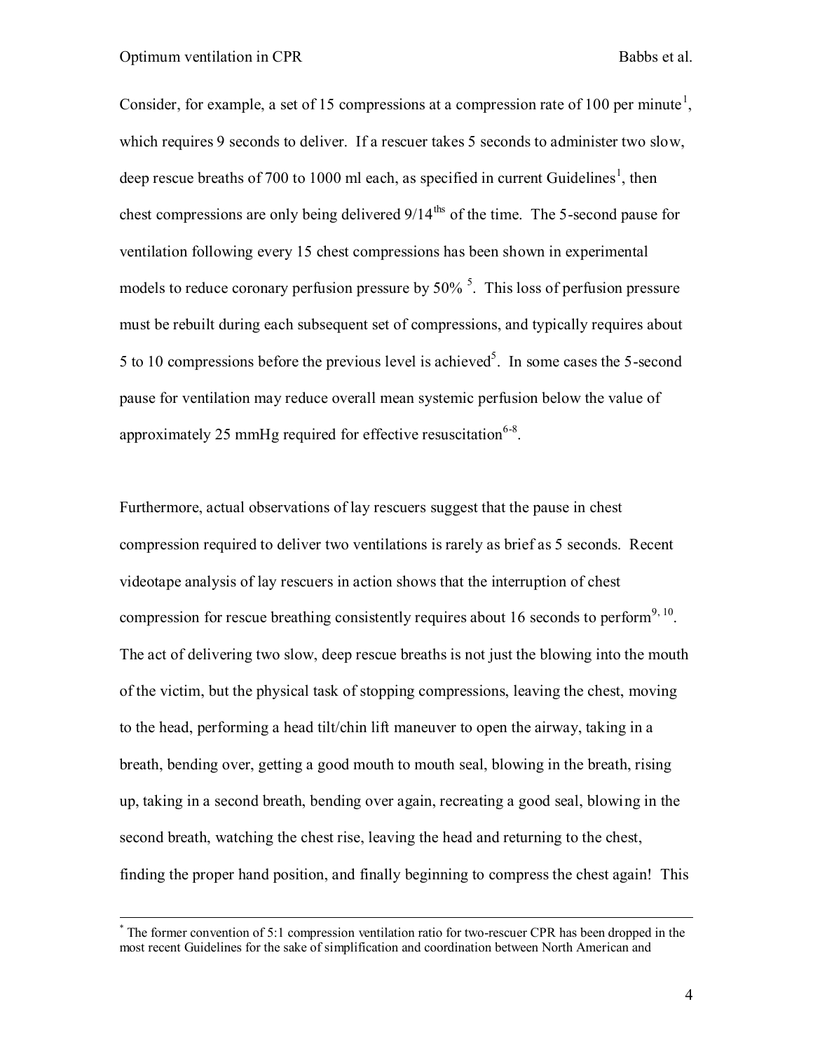Consider, for example, a set of 15 compressions at a compression rate of 100 per minute[1], which requires 9 seconds to deliver. If a rescuer takes 5 seconds to administer two slow, deep rescue breaths of 700 to 1000 ml each, as specified in current Guidelines[1], then chest compressions are only being delivered 9/14$^{ths}$ of the time. The 5-second pause for ventilation following every 15 chest compressions has been shown in experimental models to reduce coronary perfusion pressure by 50% [5]. This loss of perfusion pressure must be rebuilt during each subsequent set of compressions, and typically requires about 5 to 10 compressions before the previous level is achieved[5]. In some cases the 5-second pause for ventilation may reduce overall mean systemic perfusion below the value of approximately 25 mmHg required for effective resuscitation[6-8].

Furthermore, actual observations of lay rescuers suggest that the pause in chest compression required to deliver two ventilations is rarely as brief as 5 seconds. Recent videotape analysis of lay rescuers in action shows that the interruption of chest compression for rescue breathing consistently requires about 16 seconds to perform[9, 10]. The act of delivering two slow, deep rescue breaths is not just the blowing into the mouth of the victim, but the physical task of stopping compressions, leaving the chest, moving to the head, performing a head tilt/chin lift maneuver to open the airway, taking in a breath, bending over, getting a good mouth to mouth seal, blowing in the breath, rising up, taking in a second breath, bending over again, recreating a good seal, blowing in the second breath, watching the chest rise, leaving the head and returning to the chest, finding the proper hand position, and finally beginning to compress the chest again! This

---

[*] The former convention of 5:1 compression ventilation ratio for two-rescuer CPR has been dropped in the most recent Guidelines for the sake of simplification and coordination between North American and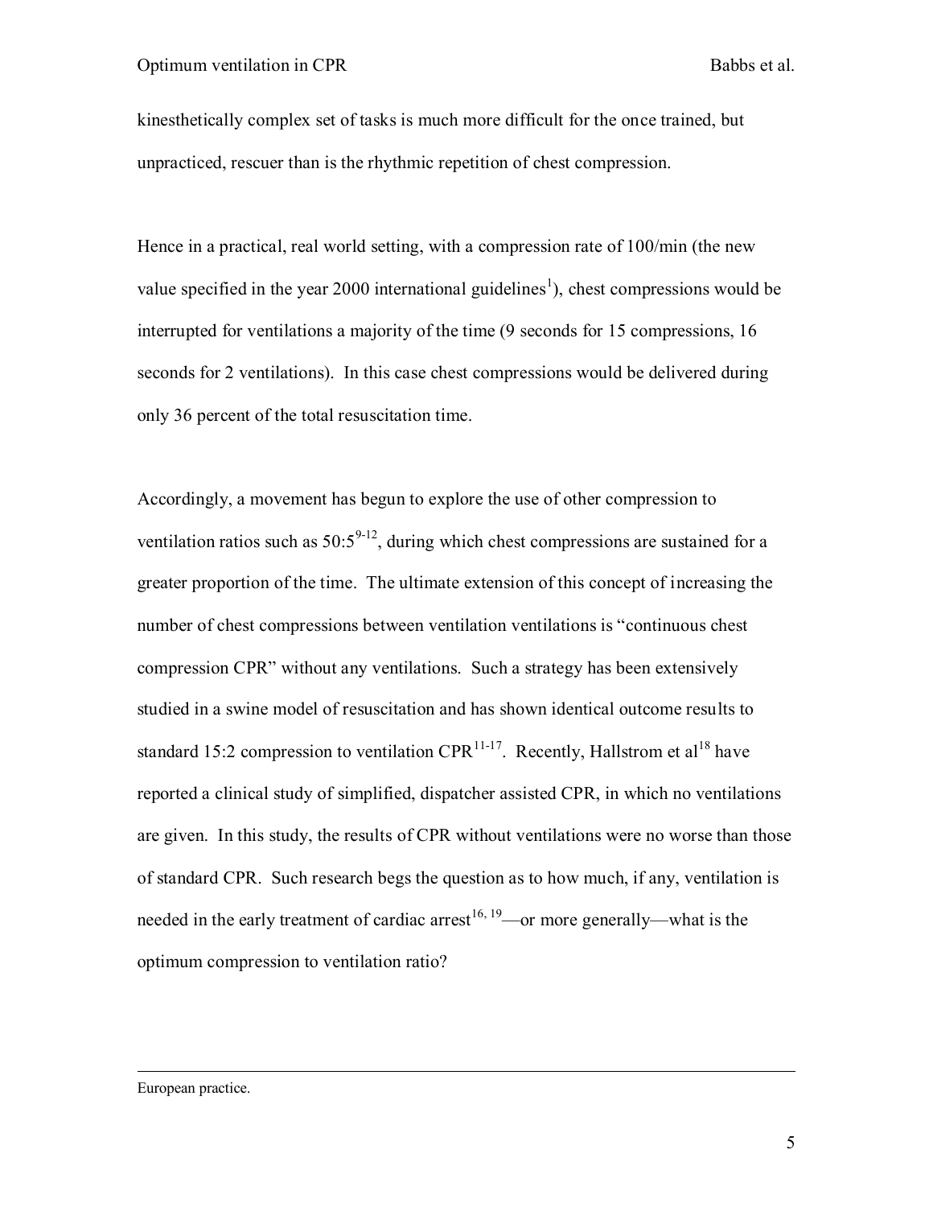kinesthetically complex set of tasks is much more difficult for the once trained, but unpracticed, rescuer than is the rhythmic repetition of chest compression.

Hence in a practical, real world setting, with a compression rate of 100/min (the new value specified in the year 2000 international guidelines[1]), chest compressions would be interrupted for ventilations a majority of the time (9 seconds for 15 compressions, 16 seconds for 2 ventilations). In this case chest compressions would be delivered during only 36 percent of the total resuscitation time.

Accordingly, a movement has begun to explore the use of other compression to ventilation ratios such as 50:5[9-12], during which chest compressions are sustained for a greater proportion of the time. The ultimate extension of this concept of increasing the number of chest compressions between ventilation ventilations is "continuous chest compression CPR" without any ventilations. Such a strategy has been extensively studied in a swine model of resuscitation and has shown identical outcome results to standard 15:2 compression to ventilation CPR[11-17]. Recently, Hallstrom et al[18] have reported a clinical study of simplified, dispatcher assisted CPR, in which no ventilations are given. In this study, the results of CPR without ventilations were no worse than those of standard CPR. Such research begs the question as to how much, if any, ventilation is needed in the early treatment of cardiac arrest[16, 19]—or more generally—what is the optimum compression to ventilation ratio?

---

European practice.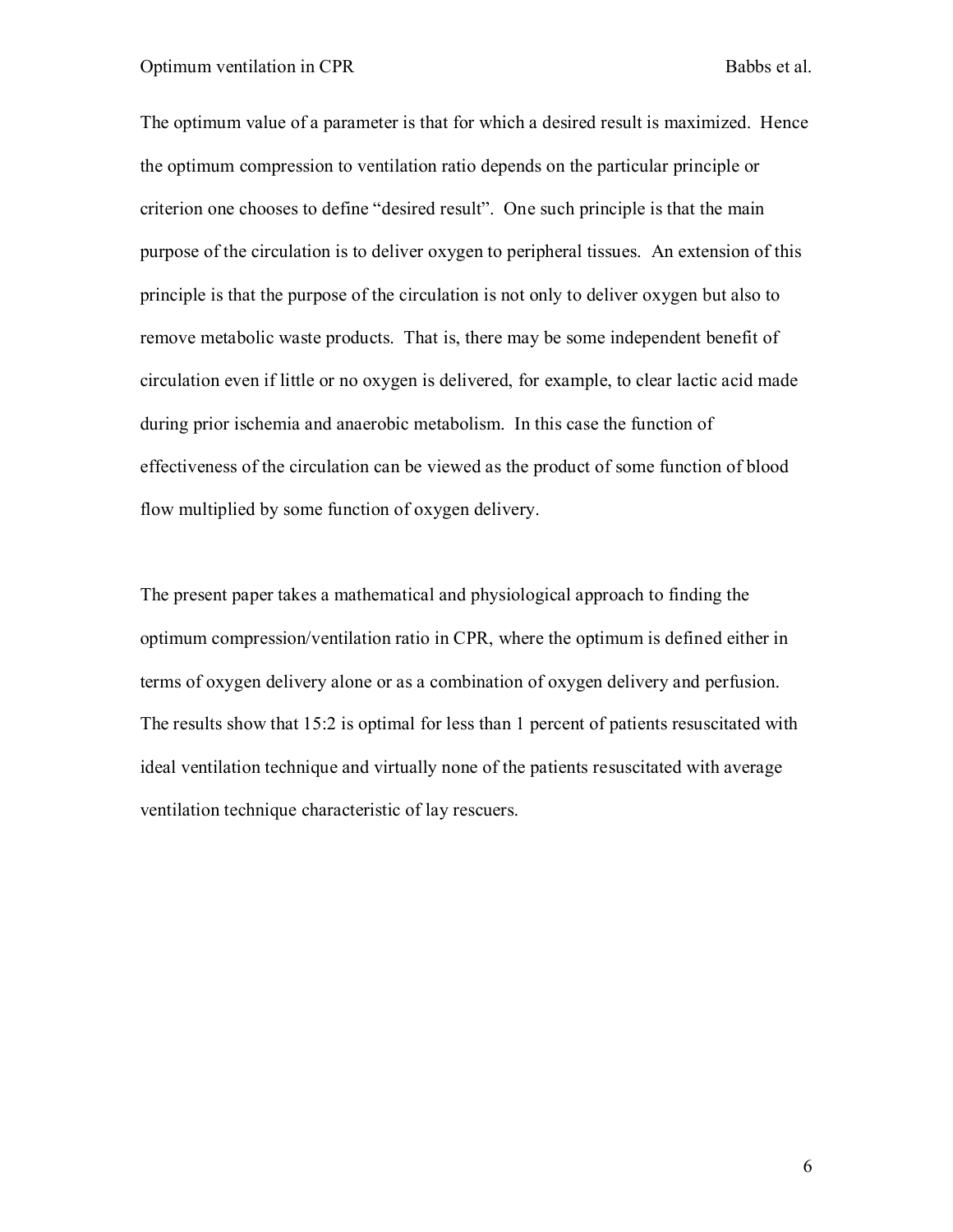The optimum value of a parameter is that for which a desired result is maximized. Hence the optimum compression to ventilation ratio depends on the particular principle or criterion one chooses to define "desired result". One such principle is that the main purpose of the circulation is to deliver oxygen to peripheral tissues. An extension of this principle is that the purpose of the circulation is not only to deliver oxygen but also to remove metabolic waste products. That is, there may be some independent benefit of circulation even if little or no oxygen is delivered, for example, to clear lactic acid made during prior ischemia and anaerobic metabolism. In this case the function of effectiveness of the circulation can be viewed as the product of some function of blood flow multiplied by some function of oxygen delivery.

The present paper takes a mathematical and physiological approach to finding the optimum compression/ventilation ratio in CPR, where the optimum is defined either in terms of oxygen delivery alone or as a combination of oxygen delivery and perfusion. The results show that 15:2 is optimal for less than 1 percent of patients resuscitated with ideal ventilation technique and virtually none of the patients resuscitated with average ventilation technique characteristic of lay rescuers.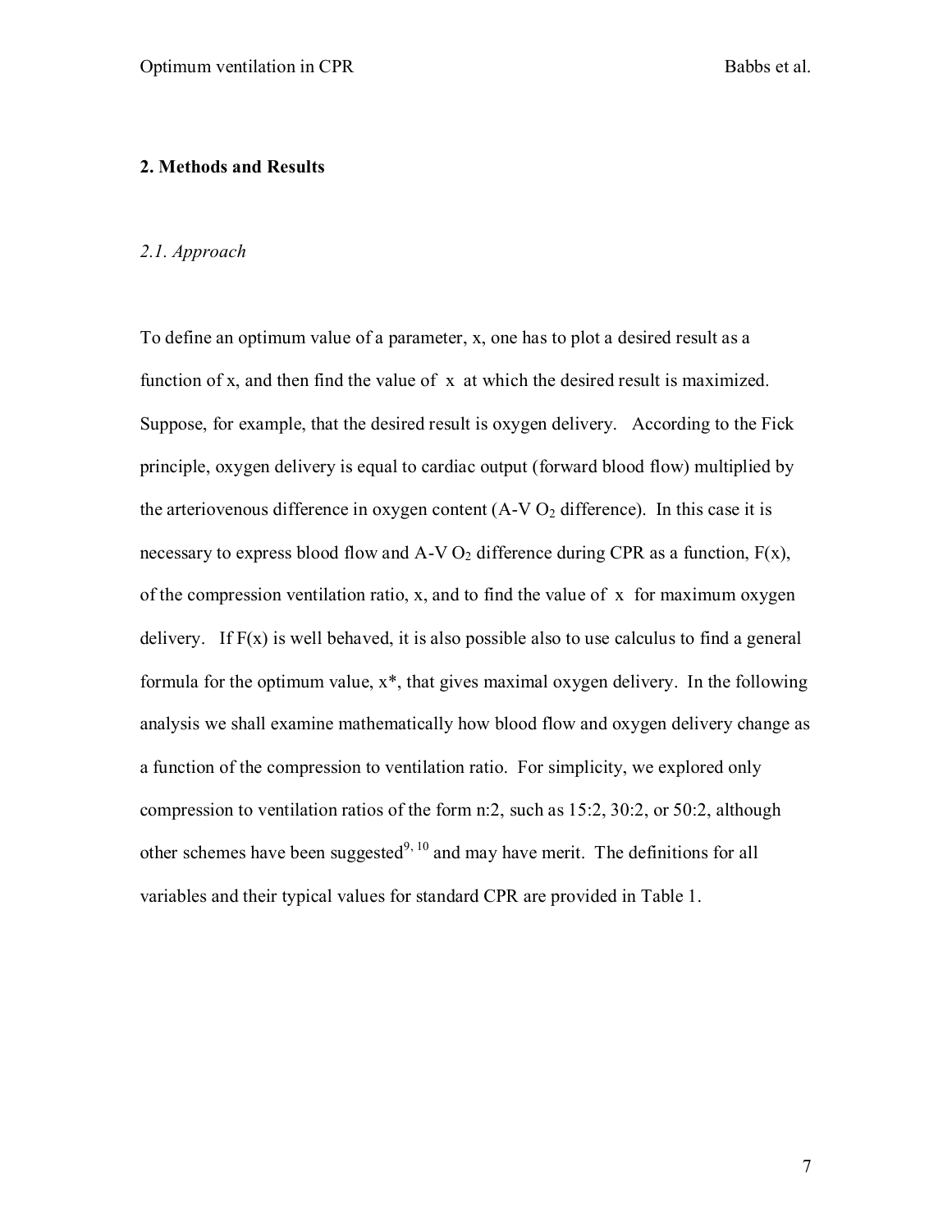## 2. Methods and Results

### *2.1. Approach*

To define an optimum value of a parameter, x, one has to plot a desired result as a function of x, and then find the value of x at which the desired result is maximized. Suppose, for example, that the desired result is oxygen delivery. According to the Fick principle, oxygen delivery is equal to cardiac output (forward blood flow) multiplied by the arteriovenous difference in oxygen content (A-V $O_2$ difference). In this case it is necessary to express blood flow and A-V $O_2$ difference during CPR as a function, F(x), of the compression ventilation ratio, x, and to find the value of x for maximum oxygen delivery. If F(x) is well behaved, it is also possible also to use calculus to find a general formula for the optimum value, x*, that gives maximal oxygen delivery. In the following analysis we shall examine mathematically how blood flow and oxygen delivery change as a function of the compression to ventilation ratio. For simplicity, we explored only compression to ventilation ratios of the form n:2, such as 15:2, 30:2, or 50:2, although other schemes have been suggested[9, 10] and may have merit. The definitions for all variables and their typical values for standard CPR are provided in Table 1.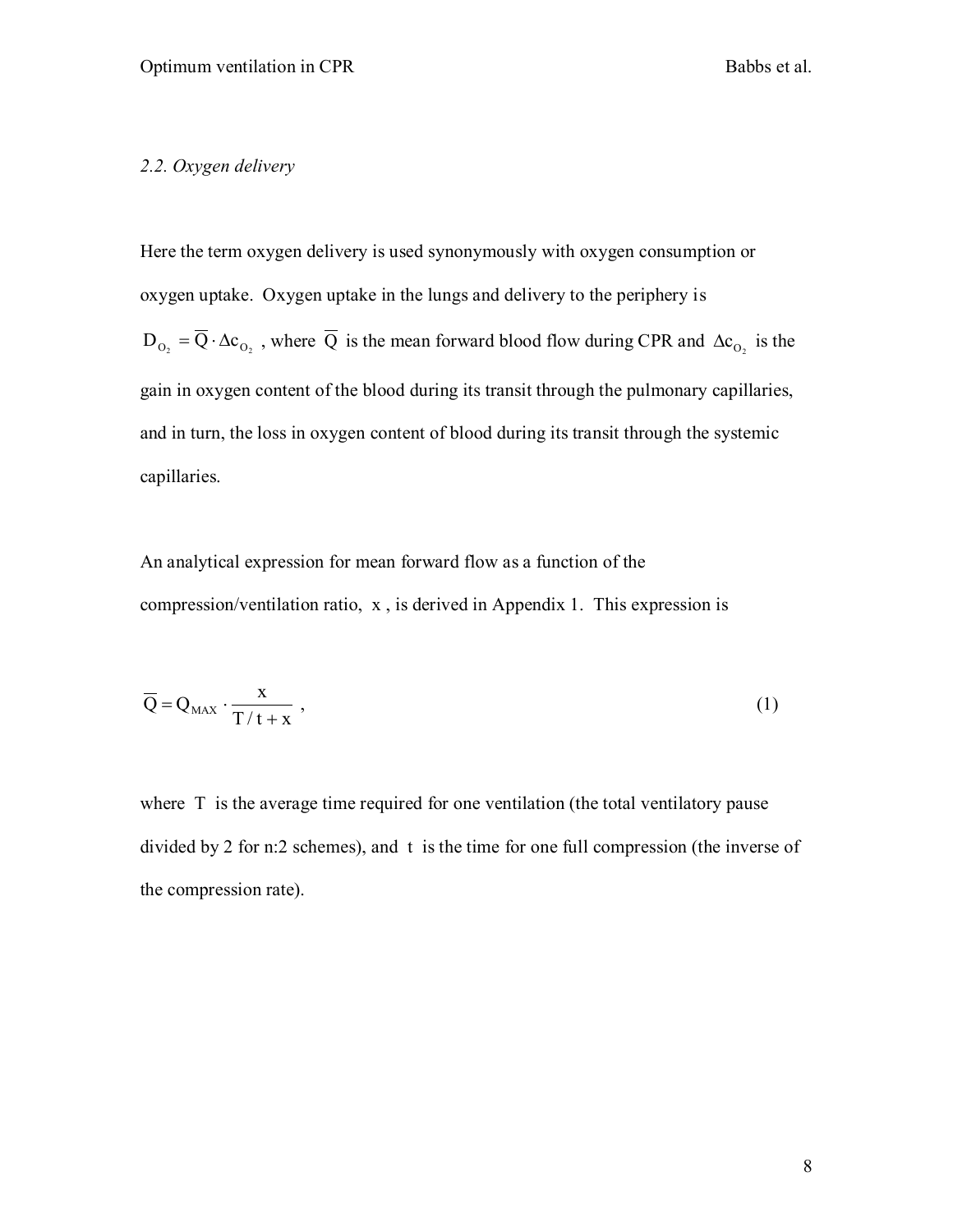### *2.2. Oxygen delivery*

Here the term oxygen delivery is used synonymously with oxygen consumption or oxygen uptake. Oxygen uptake in the lungs and delivery to the periphery is $D_{O_2} = \overline{Q} \cdot \Delta c_{O_2}$ , where $\overline{Q}$ is the mean forward blood flow during CPR and $\Delta c_{O_2}$ is the gain in oxygen content of the blood during its transit through the pulmonary capillaries, and in turn, the loss in oxygen content of blood during its transit through the systemic capillaries.

An analytical expression for mean forward flow as a function of the compression/ventilation ratio, $x$ , is derived in Appendix 1. This expression is

$$\overline{Q} = Q_{MAX} \cdot \frac{x}{T/t + x} \ , \tag{1}$$

where $T$ is the average time required for one ventilation (the total ventilatory pause divided by 2 for n:2 schemes), and $t$ is the time for one full compression (the inverse of the compression rate).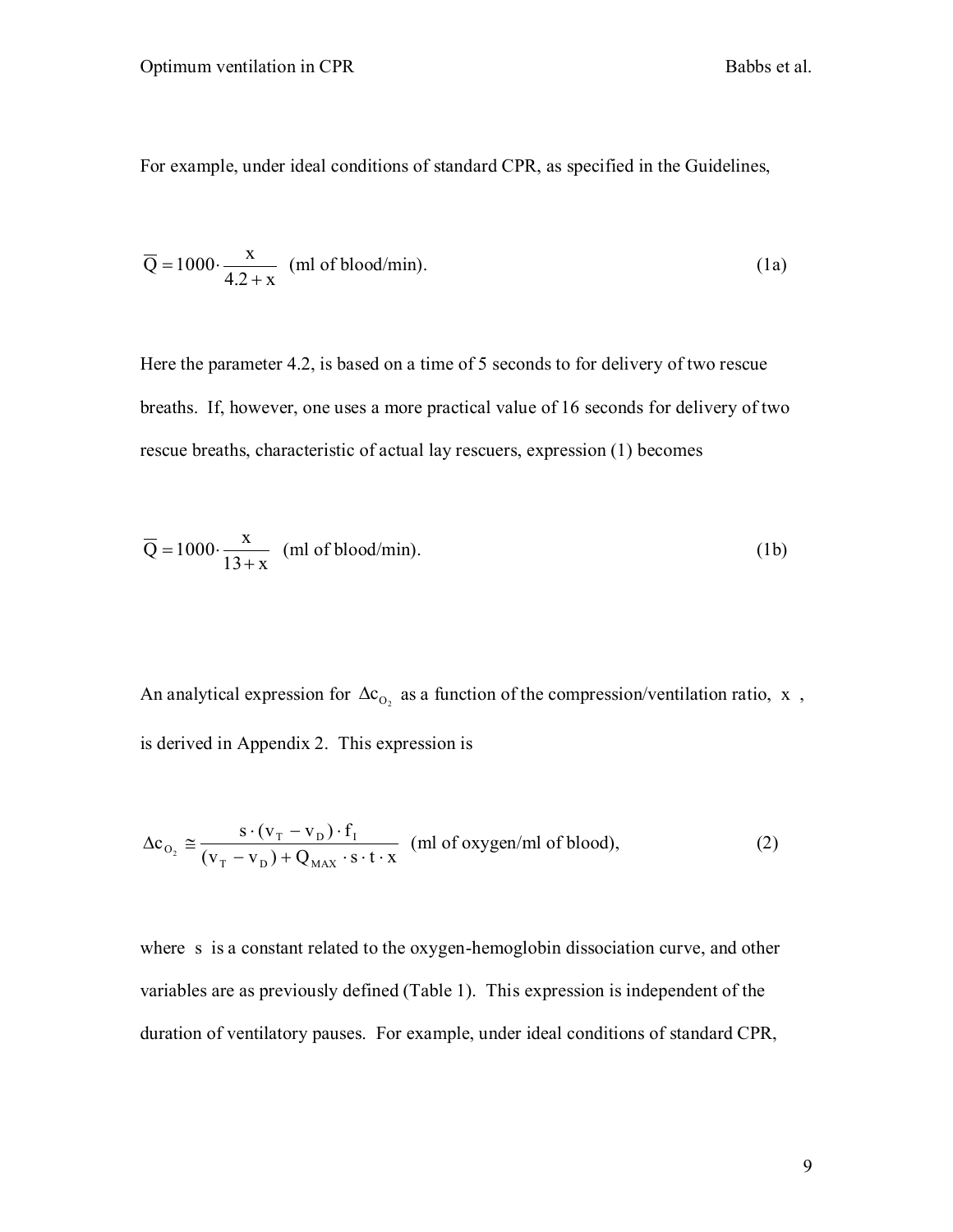For example, under ideal conditions of standard CPR, as specified in the Guidelines,

$$\overline{Q} = 1000 \cdot \frac{x}{4.2 + x} \quad \text{(ml of blood/min)}. \tag{1a}$$

Here the parameter 4.2, is based on a time of 5 seconds to for delivery of two rescue breaths. If, however, one uses a more practical value of 16 seconds for delivery of two rescue breaths, characteristic of actual lay rescuers, expression (1) becomes

$$\overline{Q} = 1000 \cdot \frac{x}{13 + x} \quad \text{(ml of blood/min)}. \tag{1b}$$

An analytical expression for $\Delta c_{O_2}$ as a function of the compression/ventilation ratio, $x$, is derived in Appendix 2. This expression is

$$\Delta c_{O_2} \cong \frac{s \cdot (v_T - v_D) \cdot f_I}{(v_T - v_D) + Q_{MAX} \cdot s \cdot t \cdot x} \quad \text{(ml of oxygen/ml of blood)}, \tag{2}$$

where $s$ is a constant related to the oxygen-hemoglobin dissociation curve, and other variables are as previously defined (Table 1). This expression is independent of the duration of ventilatory pauses. For example, under ideal conditions of standard CPR,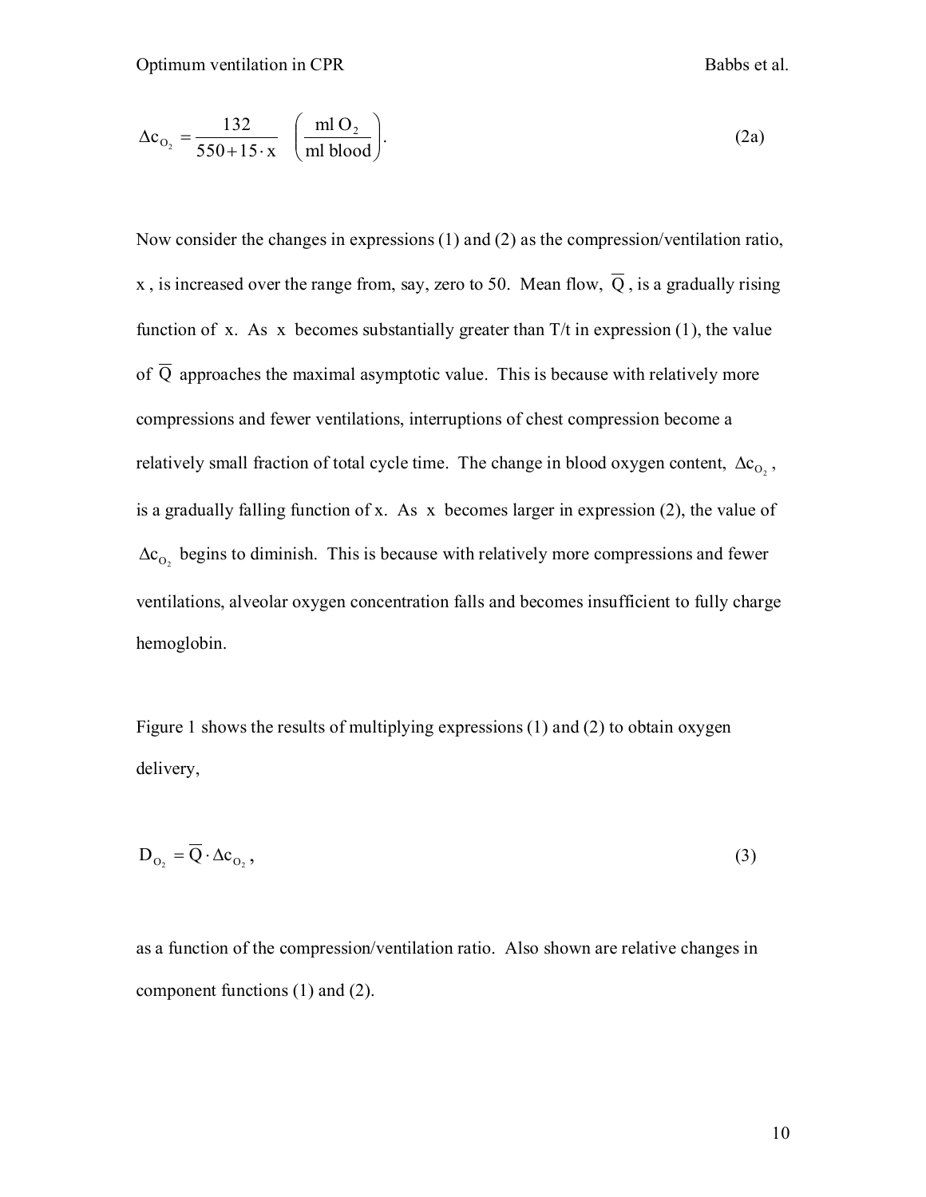$$\Delta c_{O_2} = \frac{132}{550 + 15 \cdot x} \quad \left( \frac{\text{ml } O_2}{\text{ml blood}} \right). \tag{2a}$$

Now consider the changes in expressions (1) and (2) as the compression/ventilation ratio, $x$, is increased over the range from, say, zero to 50. Mean flow, $\overline{Q}$, is a gradually rising function of $x$. As $x$ becomes substantially greater than T/t in expression (1), the value of $\overline{Q}$ approaches the maximal asymptotic value. This is because with relatively more compressions and fewer ventilations, interruptions of chest compression become a relatively small fraction of total cycle time. The change in blood oxygen content, $\Delta c_{O_2}$, is a gradually falling function of x. As $x$ becomes larger in expression (2), the value of $\Delta c_{O_2}$ begins to diminish. This is because with relatively more compressions and fewer ventilations, alveolar oxygen concentration falls and becomes insufficient to fully charge hemoglobin.

Figure 1 shows the results of multiplying expressions (1) and (2) to obtain oxygen delivery,

$$D_{O_2} = \overline{Q} \cdot \Delta c_{O_2}, \tag{3}$$

as a function of the compression/ventilation ratio. Also shown are relative changes in component functions (1) and (2).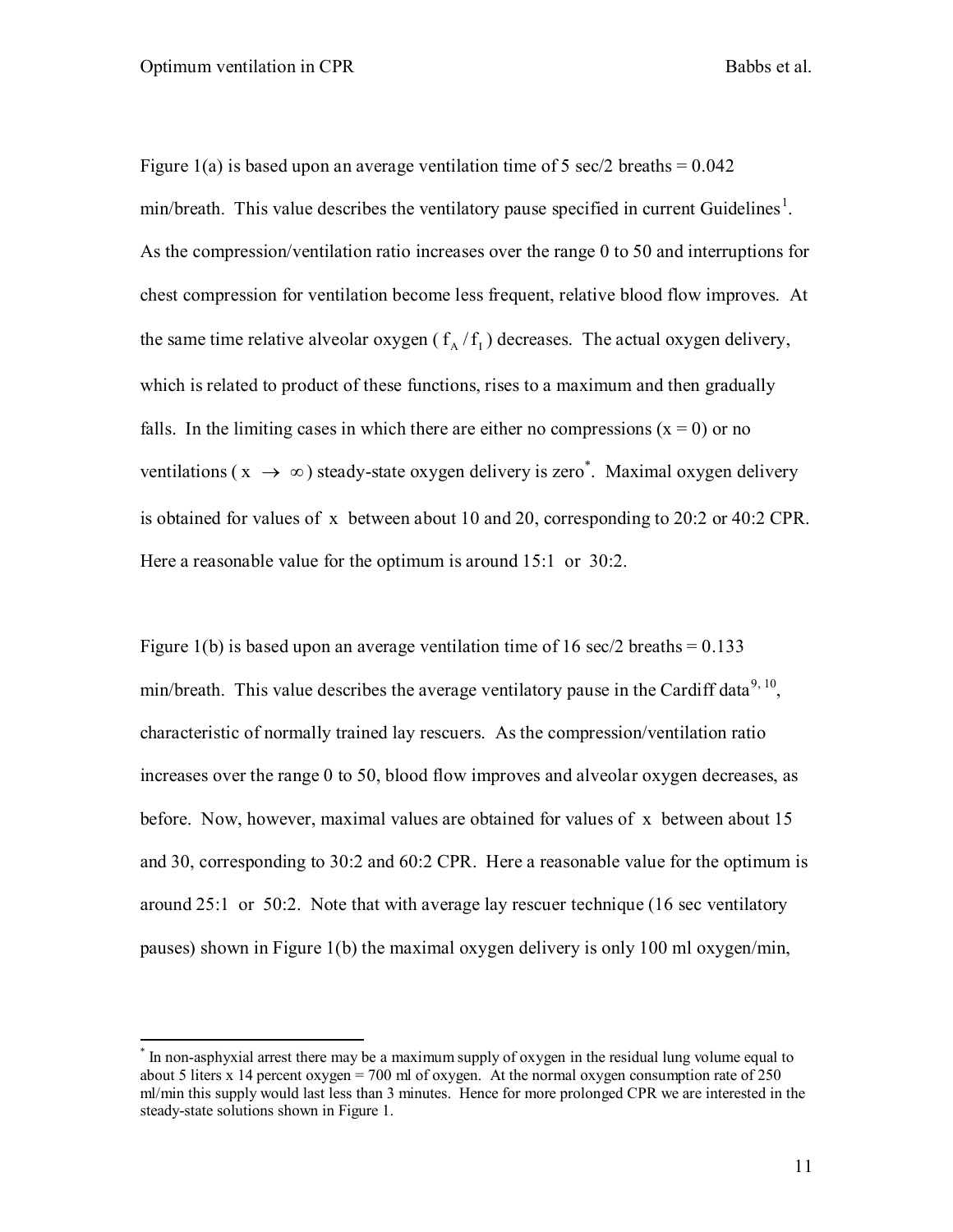Figure 1(a) is based upon an average ventilation time of 5 sec/2 breaths = 0.042 min/breath. This value describes the ventilatory pause specified in current Guidelines[1]. As the compression/ventilation ratio increases over the range 0 to 50 and interruptions for chest compression for ventilation become less frequent, relative blood flow improves. At the same time relative alveolar oxygen ( $f_A / f_I$ ) decreases. The actual oxygen delivery, which is related to product of these functions, rises to a maximum and then gradually falls. In the limiting cases in which there are either no compressions ($x = 0$) or no ventilations ( $x \rightarrow \infty$ ) steady-state oxygen delivery is zero*. Maximal oxygen delivery is obtained for values of $x$ between about 10 and 20, corresponding to 20:2 or 40:2 CPR. Here a reasonable value for the optimum is around 15:1 or 30:2.

Figure 1(b) is based upon an average ventilation time of 16 sec/2 breaths = 0.133 min/breath. This value describes the average ventilatory pause in the Cardiff data[9, 10], characteristic of normally trained lay rescuers. As the compression/ventilation ratio increases over the range 0 to 50, blood flow improves and alveolar oxygen decreases, as before. Now, however, maximal values are obtained for values of $x$ between about 15 and 30, corresponding to 30:2 and 60:2 CPR. Here a reasonable value for the optimum is around 25:1 or 50:2. Note that with average lay rescuer technique (16 sec ventilatory pauses) shown in Figure 1(b) the maximal oxygen delivery is only 100 ml oxygen/min,

---

* In non-asphyxial arrest there may be a maximum supply of oxygen in the residual lung volume equal to about 5 liters x 14 percent oxygen = 700 ml of oxygen. At the normal oxygen consumption rate of 250 ml/min this supply would last less than 3 minutes. Hence for more prolonged CPR we are interested in the steady-state solutions shown in Figure 1.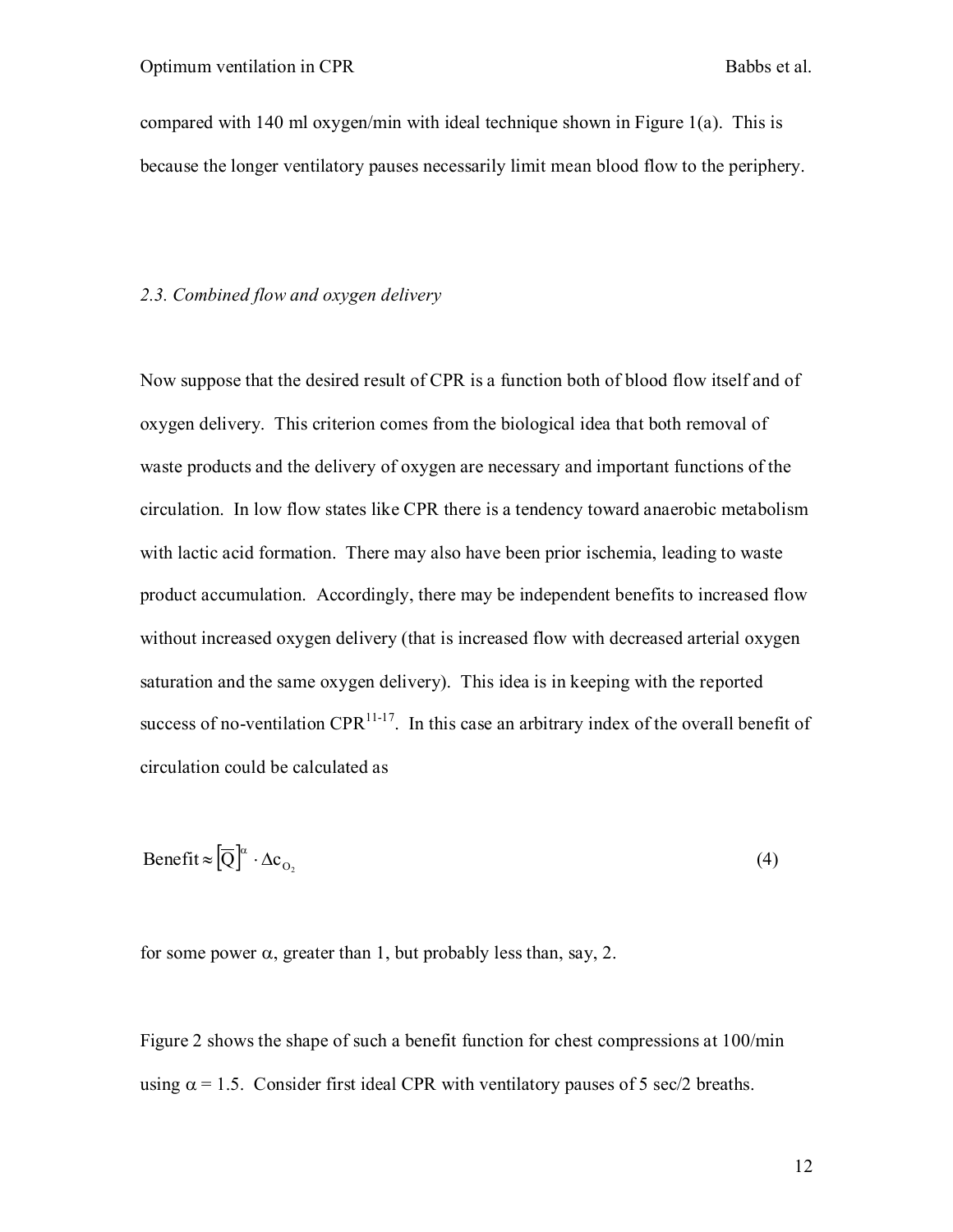compared with 140 ml oxygen/min with ideal technique shown in Figure 1(a). This is because the longer ventilatory pauses necessarily limit mean blood flow to the periphery.

### *2.3. Combined flow and oxygen delivery*

Now suppose that the desired result of CPR is a function both of blood flow itself and of oxygen delivery. This criterion comes from the biological idea that both removal of waste products and the delivery of oxygen are necessary and important functions of the circulation. In low flow states like CPR there is a tendency toward anaerobic metabolism with lactic acid formation. There may also have been prior ischemia, leading to waste product accumulation. Accordingly, there may be independent benefits to increased flow without increased oxygen delivery (that is increased flow with decreased arterial oxygen saturation and the same oxygen delivery). This idea is in keeping with the reported success of no-ventilation CPR[11-17]. In this case an arbitrary index of the overall benefit of circulation could be calculated as

$$\text{Benefit} \approx \left[\overline{Q}\right]^{\alpha} \cdot \Delta c_{O_2} \qquad (4)$$

for some power $\alpha$, greater than 1, but probably less than, say, 2.

Figure 2 shows the shape of such a benefit function for chest compressions at 100/min using $\alpha = 1.5$. Consider first ideal CPR with ventilatory pauses of 5 sec/2 breaths.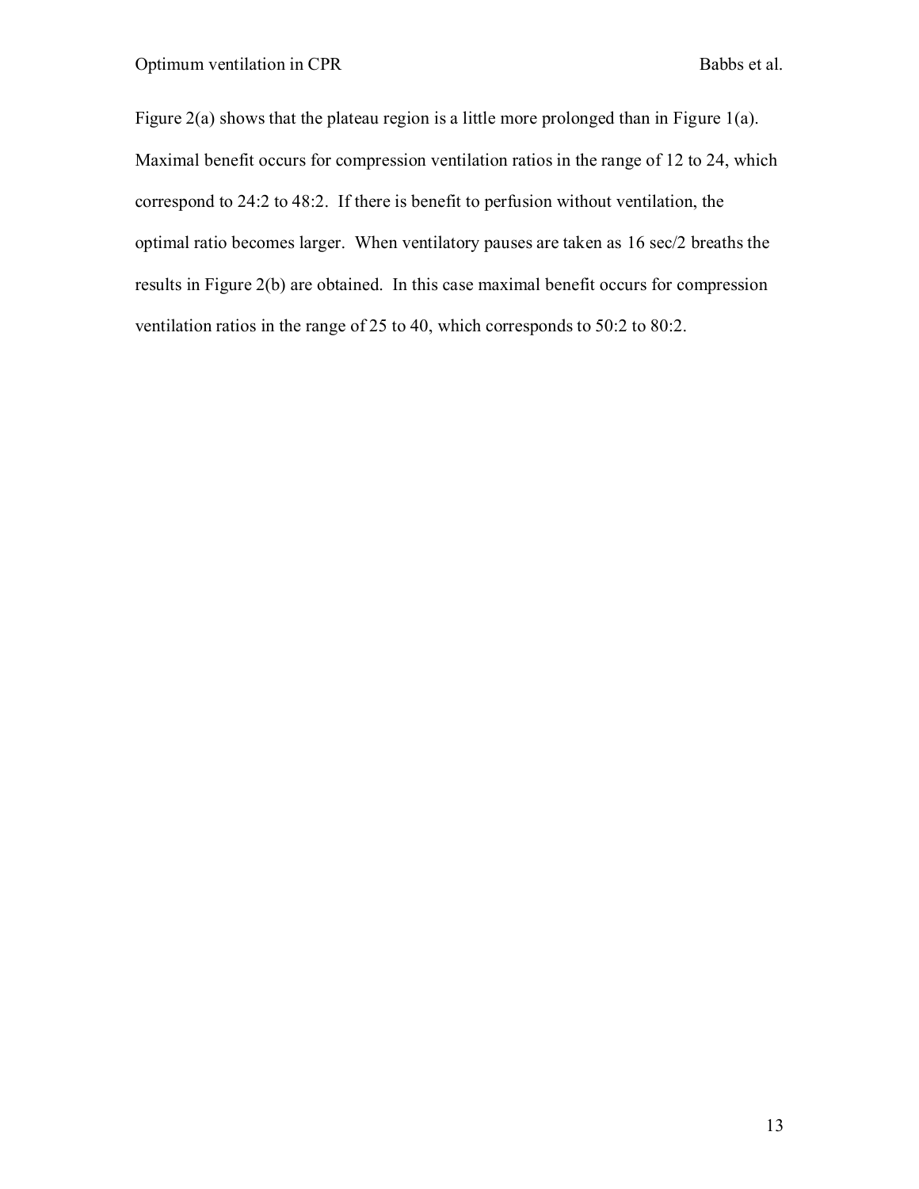Figure 2(a) shows that the plateau region is a little more prolonged than in Figure 1(a). Maximal benefit occurs for compression ventilation ratios in the range of 12 to 24, which correspond to 24:2 to 48:2. If there is benefit to perfusion without ventilation, the optimal ratio becomes larger. When ventilatory pauses are taken as 16 sec/2 breaths the results in Figure 2(b) are obtained. In this case maximal benefit occurs for compression ventilation ratios in the range of 25 to 40, which corresponds to 50:2 to 80:2.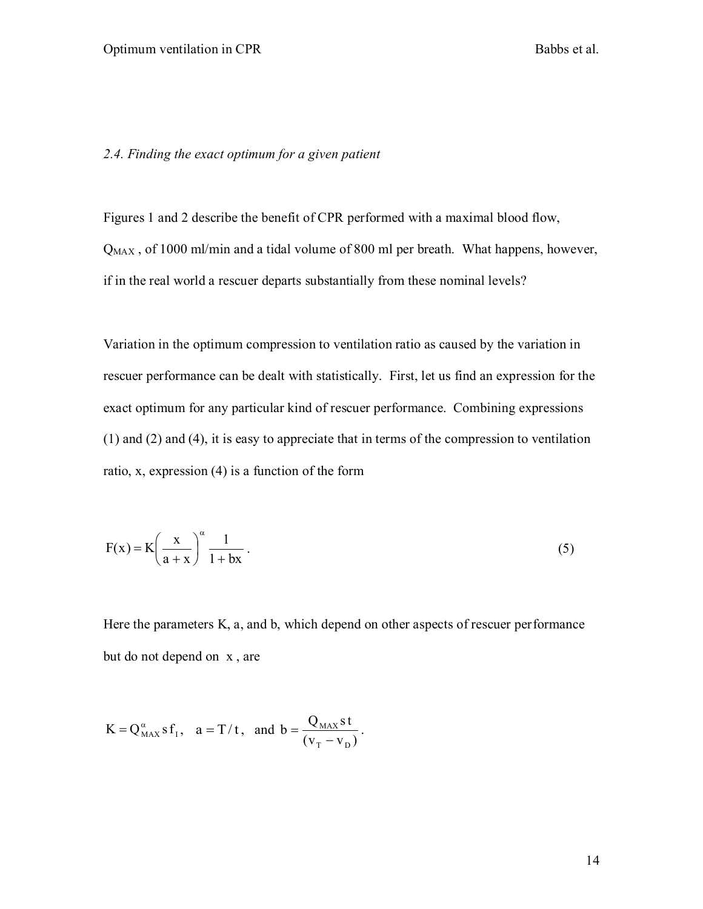*2.4. Finding the exact optimum for a given patient*

Figures 1 and 2 describe the benefit of CPR performed with a maximal blood flow, $Q_{MAX}$, of 1000 ml/min and a tidal volume of 800 ml per breath. What happens, however, if in the real world a rescuer departs substantially from these nominal levels?

Variation in the optimum compression to ventilation ratio as caused by the variation in rescuer performance can be dealt with statistically. First, let us find an expression for the exact optimum for any particular kind of rescuer performance. Combining expressions (1) and (2) and (4), it is easy to appreciate that in terms of the compression to ventilation ratio, x, expression (4) is a function of the form

$$F(x) = K\left(\frac{x}{a + x}\right)^{\alpha} \frac{1}{1 + bx}. \tag{5}$$

Here the parameters K, a, and b, which depend on other aspects of rescuer performance but do not depend on $x$, are

$$K = Q_{MAX}^{\alpha} s f_I, \quad a = T/t, \quad \text{and } b = \frac{Q_{MAX} s t}{(v_T - v_D)}.$$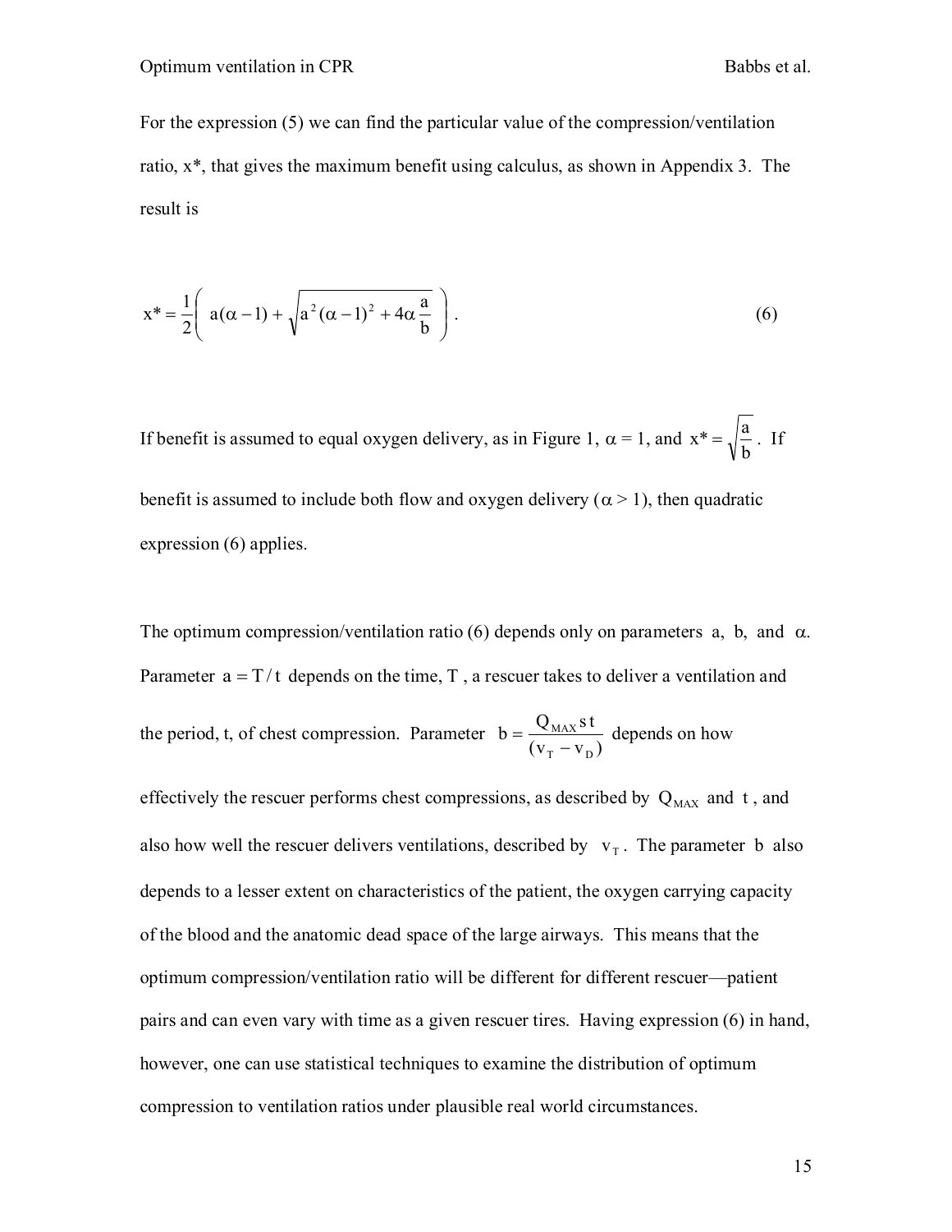For the expression (5) we can find the particular value of the compression/ventilation ratio, x*, that gives the maximum benefit using calculus, as shown in Appendix 3. The result is

$$x^* = \frac{1}{2}\left( a(\alpha - 1) + \sqrt{a^2(\alpha-1)^2 + 4\alpha \frac{a}{b}} \right). \tag{6}$$

If benefit is assumed to equal oxygen delivery, as in Figure 1, $\alpha = 1$, and $x^* = \sqrt{\frac{a}{b}}$. If benefit is assumed to include both flow and oxygen delivery ($\alpha > 1$), then quadratic expression (6) applies.

The optimum compression/ventilation ratio (6) depends only on parameters $a$, $b$, and $\alpha$. Parameter $a = T/t$ depends on the time, $T$, a rescuer takes to deliver a ventilation and the period, t, of chest compression. Parameter $b = \frac{Q_{MAX}\,s\,t}{(v_T - v_D)}$ depends on how effectively the rescuer performs chest compressions, as described by $Q_{MAX}$ and $t$, and also how well the rescuer delivers ventilations, described by $v_T$. The parameter $b$ also depends to a lesser extent on characteristics of the patient, the oxygen carrying capacity of the blood and the anatomic dead space of the large airways. This means that the optimum compression/ventilation ratio will be different for different rescuer—patient pairs and can even vary with time as a given rescuer tires. Having expression (6) in hand, however, one can use statistical techniques to examine the distribution of optimum compression to ventilation ratios under plausible real world circumstances.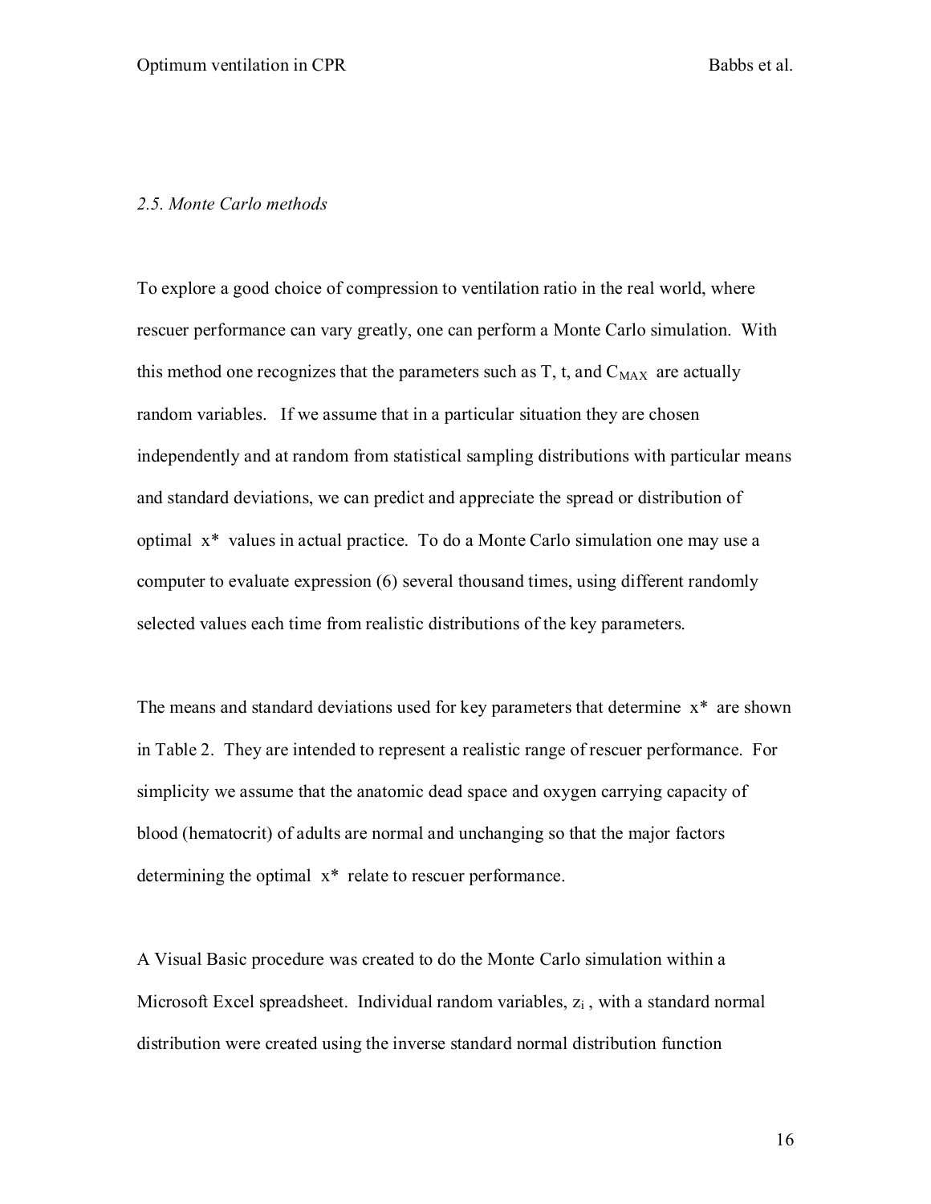### *2.5. Monte Carlo methods*

To explore a good choice of compression to ventilation ratio in the real world, where rescuer performance can vary greatly, one can perform a Monte Carlo simulation. With this method one recognizes that the parameters such as T, t, and $C_{MAX}$ are actually random variables. If we assume that in a particular situation they are chosen independently and at random from statistical sampling distributions with particular means and standard deviations, we can predict and appreciate the spread or distribution of optimal $x^*$ values in actual practice. To do a Monte Carlo simulation one may use a computer to evaluate expression (6) several thousand times, using different randomly selected values each time from realistic distributions of the key parameters.

The means and standard deviations used for key parameters that determine $x^*$ are shown in Table 2. They are intended to represent a realistic range of rescuer performance. For simplicity we assume that the anatomic dead space and oxygen carrying capacity of blood (hematocrit) of adults are normal and unchanging so that the major factors determining the optimal $x^*$ relate to rescuer performance.

A Visual Basic procedure was created to do the Monte Carlo simulation within a Microsoft Excel spreadsheet. Individual random variables, $z_i$, with a standard normal distribution were created using the inverse standard normal distribution function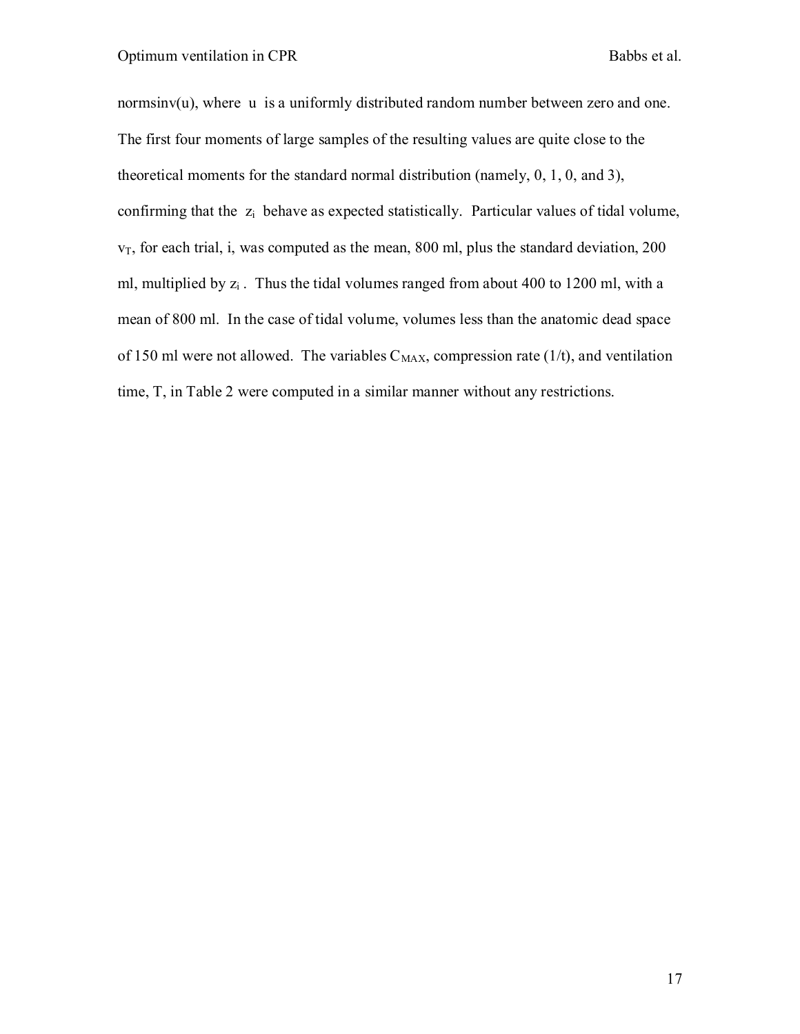normsinv(u), where $u$ is a uniformly distributed random number between zero and one. The first four moments of large samples of the resulting values are quite close to the theoretical moments for the standard normal distribution (namely, 0, 1, 0, and 3), confirming that the $z_i$ behave as expected statistically. Particular values of tidal volume, $v_T$, for each trial, i, was computed as the mean, 800 ml, plus the standard deviation, 200 ml, multiplied by $z_i$. Thus the tidal volumes ranged from about 400 to 1200 ml, with a mean of 800 ml. In the case of tidal volume, volumes less than the anatomic dead space of 150 ml were not allowed. The variables $C_{MAX}$, compression rate (1/t), and ventilation time, T, in Table 2 were computed in a similar manner without any restrictions.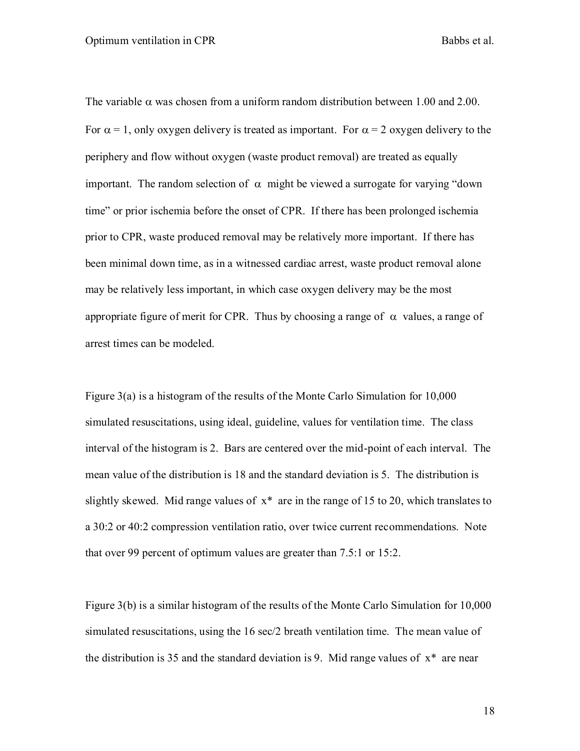The variable $\alpha$ was chosen from a uniform random distribution between 1.00 and 2.00. For $\alpha = 1$, only oxygen delivery is treated as important. For $\alpha = 2$ oxygen delivery to the periphery and flow without oxygen (waste product removal) are treated as equally important. The random selection of $\alpha$ might be viewed a surrogate for varying "down time" or prior ischemia before the onset of CPR. If there has been prolonged ischemia prior to CPR, waste produced removal may be relatively more important. If there has been minimal down time, as in a witnessed cardiac arrest, waste product removal alone may be relatively less important, in which case oxygen delivery may be the most appropriate figure of merit for CPR. Thus by choosing a range of $\alpha$ values, a range of arrest times can be modeled.

Figure 3(a) is a histogram of the results of the Monte Carlo Simulation for 10,000 simulated resuscitations, using ideal, guideline, values for ventilation time. The class interval of the histogram is 2. Bars are centered over the mid-point of each interval. The mean value of the distribution is 18 and the standard deviation is 5. The distribution is slightly skewed. Mid range values of $x^*$ are in the range of 15 to 20, which translates to a 30:2 or 40:2 compression ventilation ratio, over twice current recommendations. Note that over 99 percent of optimum values are greater than 7.5:1 or 15:2.

Figure 3(b) is a similar histogram of the results of the Monte Carlo Simulation for 10,000 simulated resuscitations, using the 16 sec/2 breath ventilation time. The mean value of the distribution is 35 and the standard deviation is 9. Mid range values of $x^*$ are near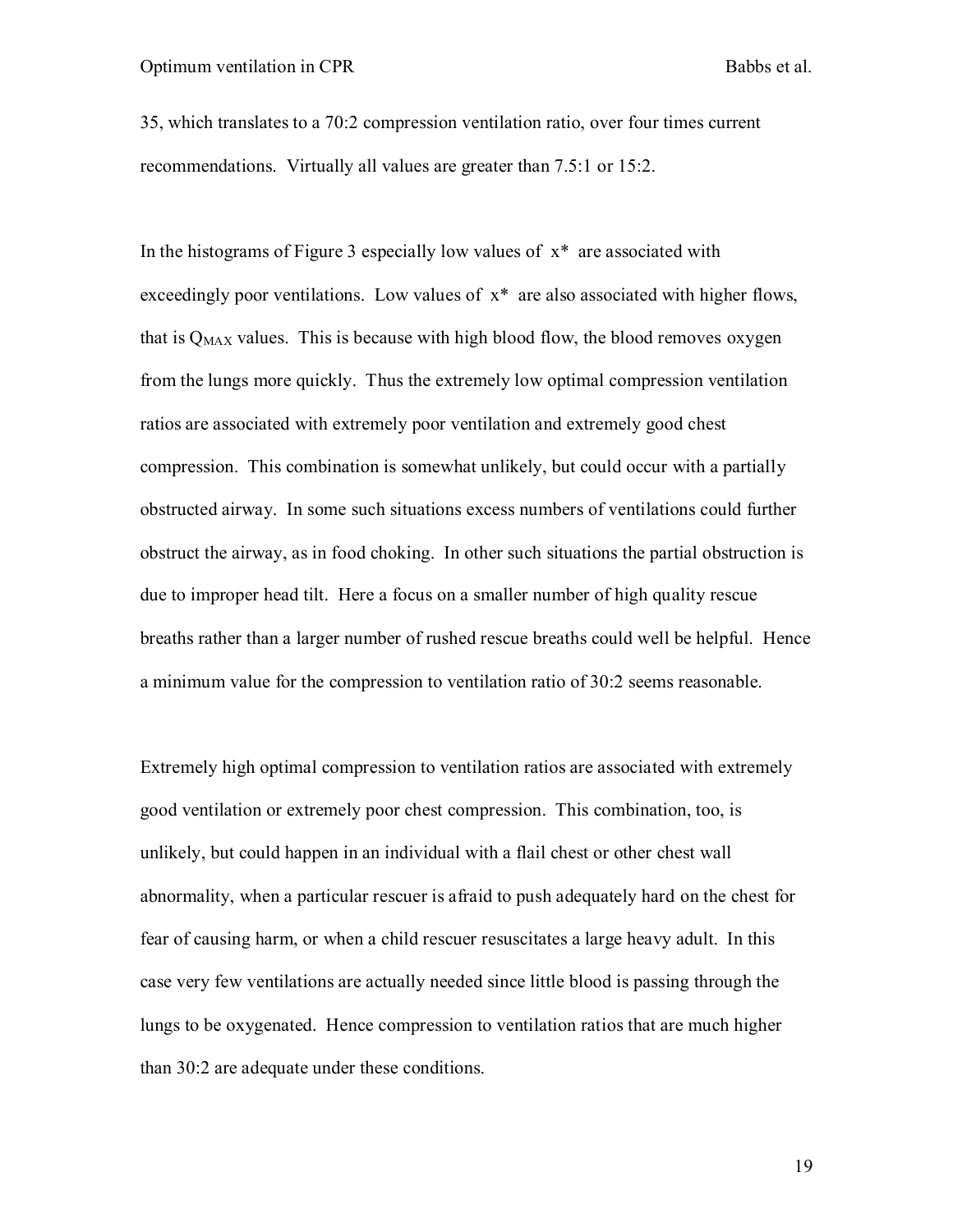35, which translates to a 70:2 compression ventilation ratio, over four times current recommendations. Virtually all values are greater than 7.5:1 or 15:2.

In the histograms of Figure 3 especially low values of $x^*$ are associated with exceedingly poor ventilations. Low values of $x^*$ are also associated with higher flows, that is $Q_{MAX}$ values. This is because with high blood flow, the blood removes oxygen from the lungs more quickly. Thus the extremely low optimal compression ventilation ratios are associated with extremely poor ventilation and extremely good chest compression. This combination is somewhat unlikely, but could occur with a partially obstructed airway. In some such situations excess numbers of ventilations could further obstruct the airway, as in food choking. In other such situations the partial obstruction is due to improper head tilt. Here a focus on a smaller number of high quality rescue breaths rather than a larger number of rushed rescue breaths could well be helpful. Hence a minimum value for the compression to ventilation ratio of 30:2 seems reasonable.

Extremely high optimal compression to ventilation ratios are associated with extremely good ventilation or extremely poor chest compression. This combination, too, is unlikely, but could happen in an individual with a flail chest or other chest wall abnormality, when a particular rescuer is afraid to push adequately hard on the chest for fear of causing harm, or when a child rescuer resuscitates a large heavy adult. In this case very few ventilations are actually needed since little blood is passing through the lungs to be oxygenated. Hence compression to ventilation ratios that are much higher than 30:2 are adequate under these conditions.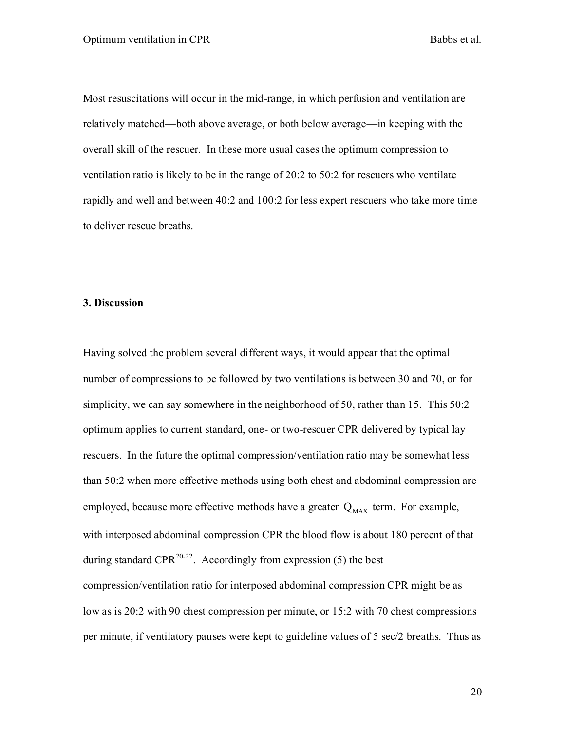Most resuscitations will occur in the mid-range, in which perfusion and ventilation are relatively matched—both above average, or both below average—in keeping with the overall skill of the rescuer. In these more usual cases the optimum compression to ventilation ratio is likely to be in the range of 20:2 to 50:2 for rescuers who ventilate rapidly and well and between 40:2 and 100:2 for less expert rescuers who take more time to deliver rescue breaths.

## 3. Discussion

Having solved the problem several different ways, it would appear that the optimal number of compressions to be followed by two ventilations is between 30 and 70, or for simplicity, we can say somewhere in the neighborhood of 50, rather than 15. This 50:2 optimum applies to current standard, one- or two-rescuer CPR delivered by typical lay rescuers. In the future the optimal compression/ventilation ratio may be somewhat less than 50:2 when more effective methods using both chest and abdominal compression are employed, because more effective methods have a greater $Q_{MAX}$ term. For example, with interposed abdominal compression CPR the blood flow is about 180 percent of that during standard CPR[20-22]. Accordingly from expression (5) the best compression/ventilation ratio for interposed abdominal compression CPR might be as low as is 20:2 with 90 chest compression per minute, or 15:2 with 70 chest compressions per minute, if ventilatory pauses were kept to guideline values of 5 sec/2 breaths. Thus as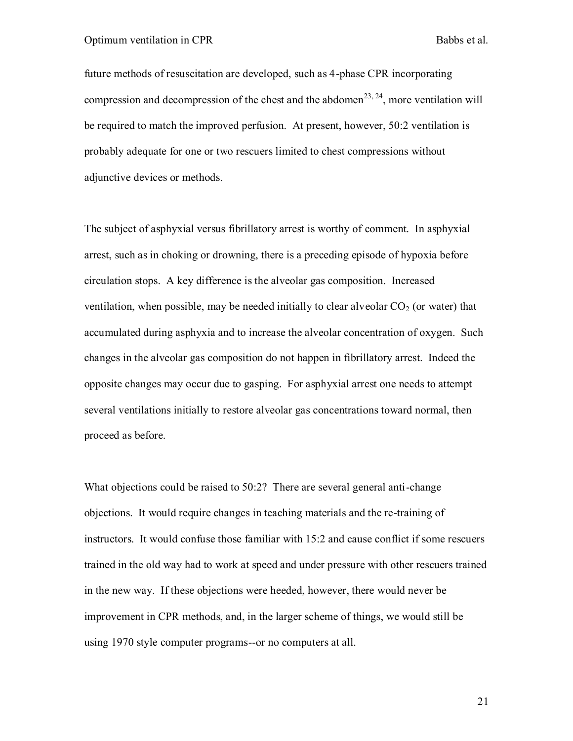future methods of resuscitation are developed, such as 4-phase CPR incorporating compression and decompression of the chest and the abdomen[23, 24], more ventilation will be required to match the improved perfusion. At present, however, 50:2 ventilation is probably adequate for one or two rescuers limited to chest compressions without adjunctive devices or methods.

The subject of asphyxial versus fibrillatory arrest is worthy of comment. In asphyxial arrest, such as in choking or drowning, there is a preceding episode of hypoxia before circulation stops. A key difference is the alveolar gas composition. Increased ventilation, when possible, may be needed initially to clear alveolar $CO_2$ (or water) that accumulated during asphyxia and to increase the alveolar concentration of oxygen. Such changes in the alveolar gas composition do not happen in fibrillatory arrest. Indeed the opposite changes may occur due to gasping. For asphyxial arrest one needs to attempt several ventilations initially to restore alveolar gas concentrations toward normal, then proceed as before.

What objections could be raised to 50:2? There are several general anti-change objections. It would require changes in teaching materials and the re-training of instructors. It would confuse those familiar with 15:2 and cause conflict if some rescuers trained in the old way had to work at speed and under pressure with other rescuers trained in the new way. If these objections were heeded, however, there would never be improvement in CPR methods, and, in the larger scheme of things, we would still be using 1970 style computer programs--or no computers at all.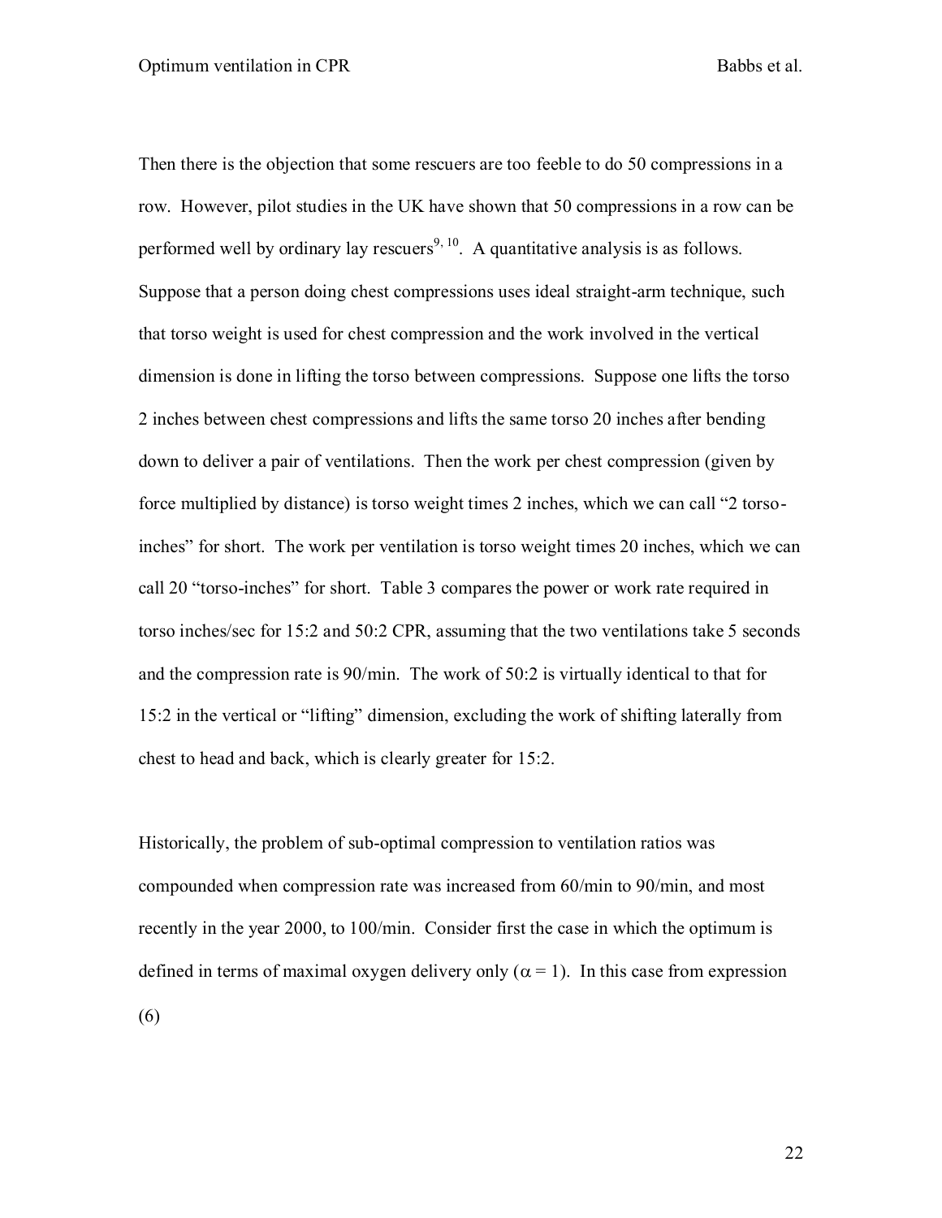Then there is the objection that some rescuers are too feeble to do 50 compressions in a row. However, pilot studies in the UK have shown that 50 compressions in a row can be performed well by ordinary lay rescuers[9, 10]. A quantitative analysis is as follows. Suppose that a person doing chest compressions uses ideal straight-arm technique, such that torso weight is used for chest compression and the work involved in the vertical dimension is done in lifting the torso between compressions. Suppose one lifts the torso 2 inches between chest compressions and lifts the same torso 20 inches after bending down to deliver a pair of ventilations. Then the work per chest compression (given by force multiplied by distance) is torso weight times 2 inches, which we can call "2 torso-inches" for short. The work per ventilation is torso weight times 20 inches, which we can call 20 "torso-inches" for short. Table 3 compares the power or work rate required in torso inches/sec for 15:2 and 50:2 CPR, assuming that the two ventilations take 5 seconds and the compression rate is 90/min. The work of 50:2 is virtually identical to that for 15:2 in the vertical or "lifting" dimension, excluding the work of shifting laterally from chest to head and back, which is clearly greater for 15:2.

Historically, the problem of sub-optimal compression to ventilation ratios was compounded when compression rate was increased from 60/min to 90/min, and most recently in the year 2000, to 100/min. Consider first the case in which the optimum is defined in terms of maximal oxygen delivery only ($\alpha = 1$). In this case from expression (6)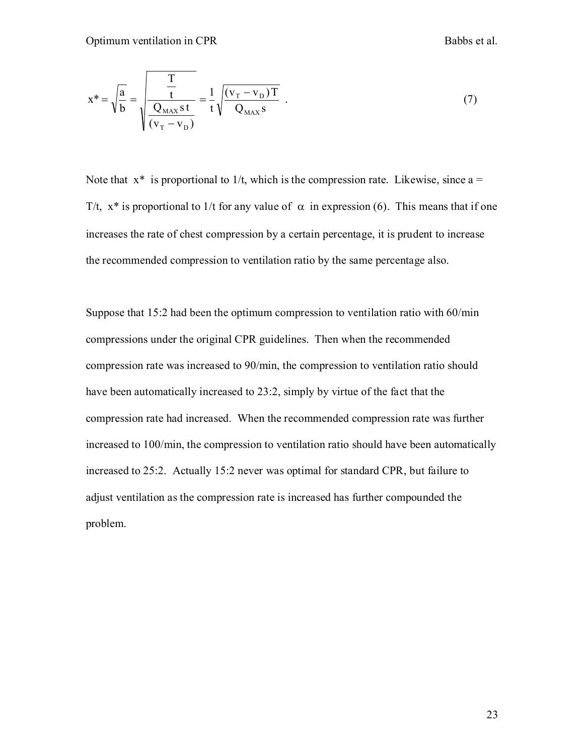$$x^* = \sqrt{\frac{a}{b}} = \sqrt{\frac{\dfrac{T}{t}}{\dfrac{Q_{MAX}\, s\, t}{(v_T - v_D)}}} = \frac{1}{t}\sqrt{\frac{(v_T - v_D)T}{Q_{MAX}\, s}} \quad . \tag{7}$$

Note that $x^*$ is proportional to $1/t$, which is the compression rate. Likewise, since $a = T/t$, $x^*$ is proportional to $1/t$ for any value of $\alpha$ in expression (6). This means that if one increases the rate of chest compression by a certain percentage, it is prudent to increase the recommended compression to ventilation ratio by the same percentage also.

Suppose that 15:2 had been the optimum compression to ventilation ratio with 60/min compressions under the original CPR guidelines. Then when the recommended compression rate was increased to 90/min, the compression to ventilation ratio should have been automatically increased to 23:2, simply by virtue of the fact that the compression rate had increased. When the recommended compression rate was further increased to 100/min, the compression to ventilation ratio should have been automatically increased to 25:2. Actually 15:2 never was optimal for standard CPR, but failure to adjust ventilation as the compression rate is increased has further compounded the problem.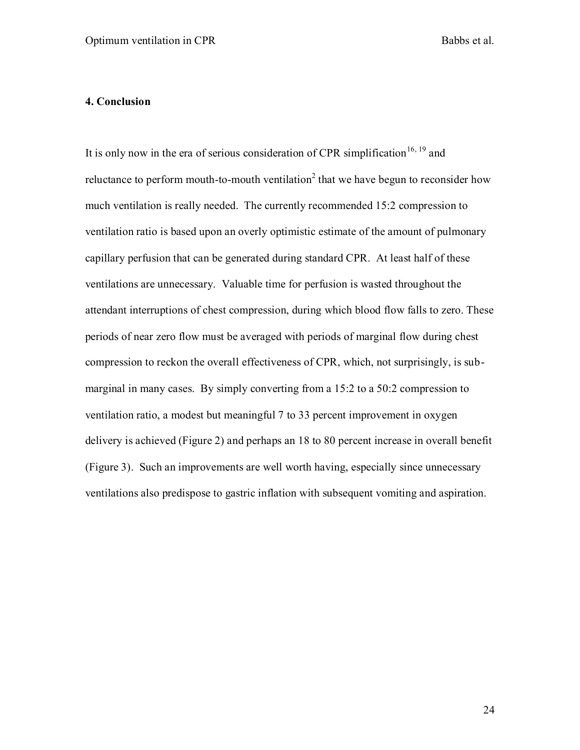## 4. Conclusion

It is only now in the era of serious consideration of CPR simplification[16, 19] and reluctance to perform mouth-to-mouth ventilation[2] that we have begun to reconsider how much ventilation is really needed. The currently recommended 15:2 compression to ventilation ratio is based upon an overly optimistic estimate of the amount of pulmonary capillary perfusion that can be generated during standard CPR. At least half of these ventilations are unnecessary. Valuable time for perfusion is wasted throughout the attendant interruptions of chest compression, during which blood flow falls to zero. These periods of near zero flow must be averaged with periods of marginal flow during chest compression to reckon the overall effectiveness of CPR, which, not surprisingly, is sub-marginal in many cases. By simply converting from a 15:2 to a 50:2 compression to ventilation ratio, a modest but meaningful 7 to 33 percent improvement in oxygen delivery is achieved (Figure 2) and perhaps an 18 to 80 percent increase in overall benefit (Figure 3). Such an improvements are well worth having, especially since unnecessary ventilations also predispose to gastric inflation with subsequent vomiting and aspiration.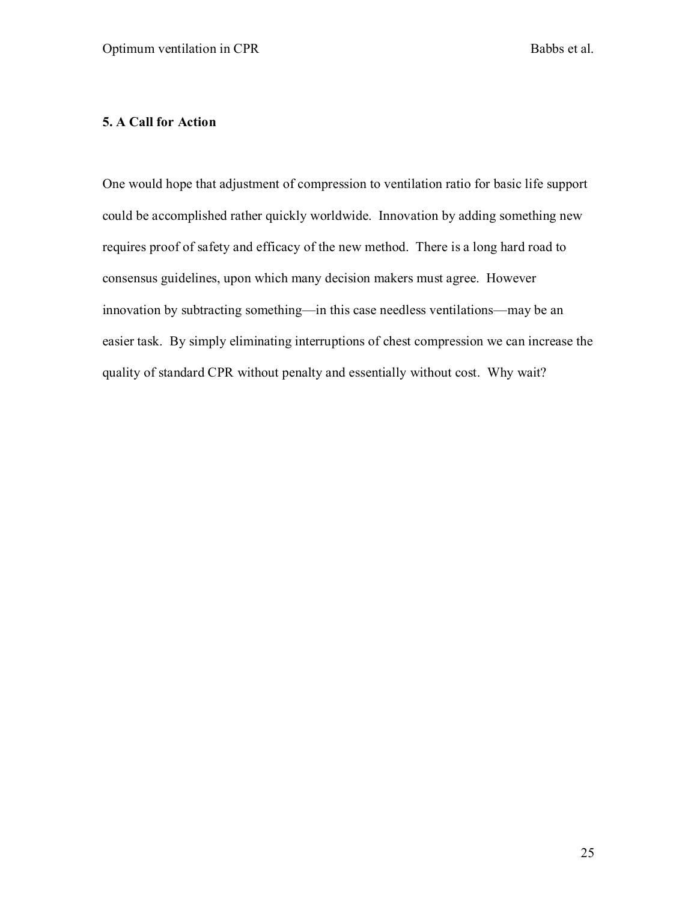## 5. A Call for Action

One would hope that adjustment of compression to ventilation ratio for basic life support could be accomplished rather quickly worldwide. Innovation by adding something new requires proof of safety and efficacy of the new method. There is a long hard road to consensus guidelines, upon which many decision makers must agree. However innovation by subtracting something—in this case needless ventilations—may be an easier task. By simply eliminating interruptions of chest compression we can increase the quality of standard CPR without penalty and essentially without cost. Why wait?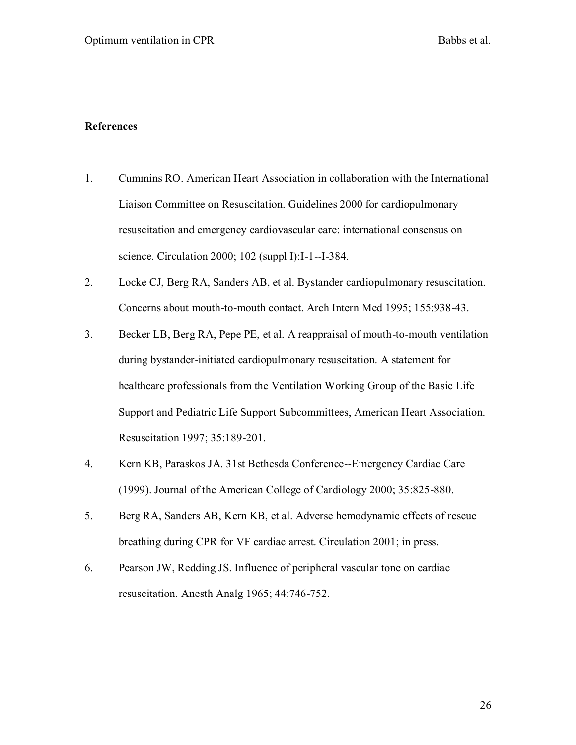## References

1. Cummins RO. American Heart Association in collaboration with the International Liaison Committee on Resuscitation. Guidelines 2000 for cardiopulmonary resuscitation and emergency cardiovascular care: international consensus on science. Circulation 2000; 102 (suppl I):I-1--I-384.
2. Locke CJ, Berg RA, Sanders AB, et al. Bystander cardiopulmonary resuscitation. Concerns about mouth-to-mouth contact. Arch Intern Med 1995; 155:938-43.
3. Becker LB, Berg RA, Pepe PE, et al. A reappraisal of mouth-to-mouth ventilation during bystander-initiated cardiopulmonary resuscitation. A statement for healthcare professionals from the Ventilation Working Group of the Basic Life Support and Pediatric Life Support Subcommittees, American Heart Association. Resuscitation 1997; 35:189-201.
4. Kern KB, Paraskos JA. 31st Bethesda Conference--Emergency Cardiac Care (1999). Journal of the American College of Cardiology 2000; 35:825-880.
5. Berg RA, Sanders AB, Kern KB, et al. Adverse hemodynamic effects of rescue breathing during CPR for VF cardiac arrest. Circulation 2001; in press.
6. Pearson JW, Redding JS. Influence of peripheral vascular tone on cardiac resuscitation. Anesth Analg 1965; 44:746-752.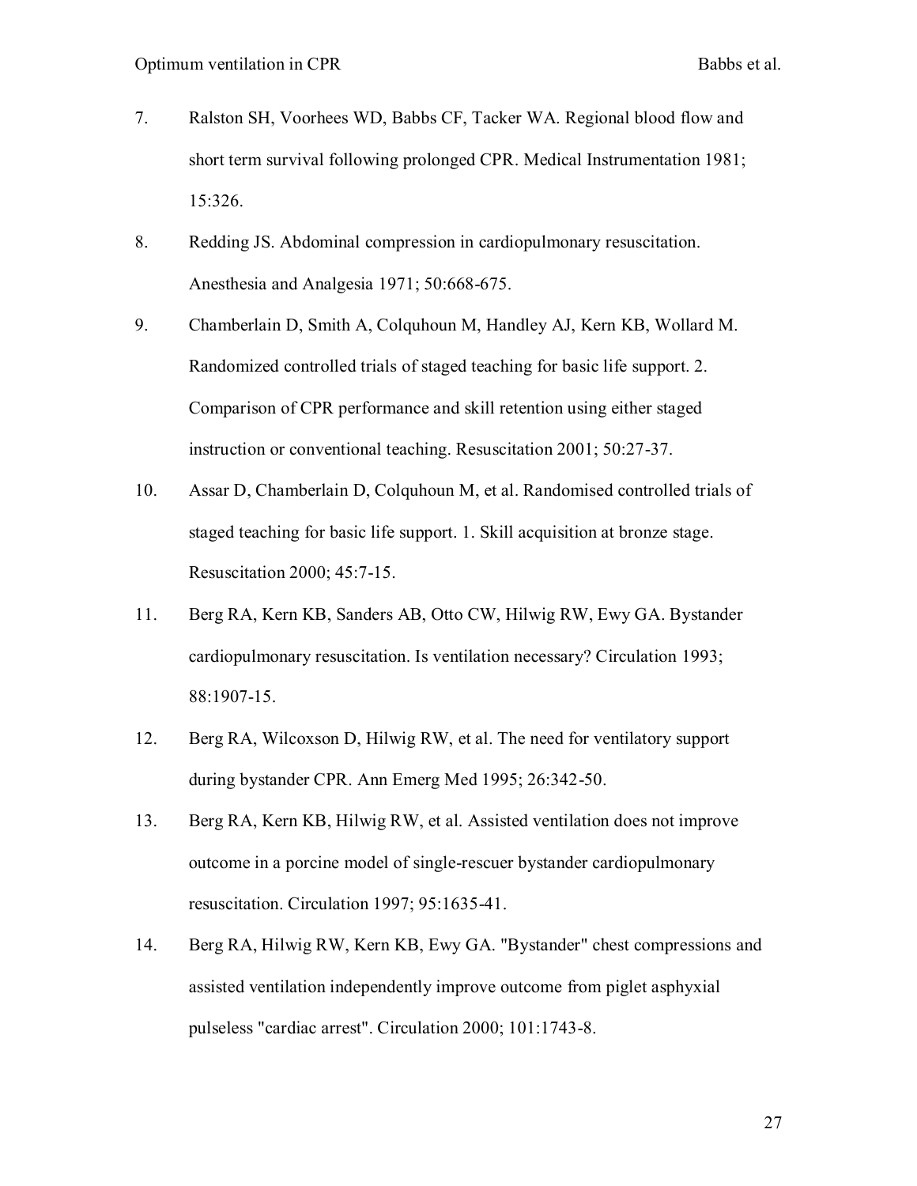7. Ralston SH, Voorhees WD, Babbs CF, Tacker WA. Regional blood flow and short term survival following prolonged CPR. Medical Instrumentation 1981; 15:326.

8. Redding JS. Abdominal compression in cardiopulmonary resuscitation. Anesthesia and Analgesia 1971; 50:668-675.

9. Chamberlain D, Smith A, Colquhoun M, Handley AJ, Kern KB, Wollard M. Randomized controlled trials of staged teaching for basic life support. 2. Comparison of CPR performance and skill retention using either staged instruction or conventional teaching. Resuscitation 2001; 50:27-37.

10. Assar D, Chamberlain D, Colquhoun M, et al. Randomised controlled trials of staged teaching for basic life support. 1. Skill acquisition at bronze stage. Resuscitation 2000; 45:7-15.

11. Berg RA, Kern KB, Sanders AB, Otto CW, Hilwig RW, Ewy GA. Bystander cardiopulmonary resuscitation. Is ventilation necessary? Circulation 1993; 88:1907-15.

12. Berg RA, Wilcoxson D, Hilwig RW, et al. The need for ventilatory support during bystander CPR. Ann Emerg Med 1995; 26:342-50.

13. Berg RA, Kern KB, Hilwig RW, et al. Assisted ventilation does not improve outcome in a porcine model of single-rescuer bystander cardiopulmonary resuscitation. Circulation 1997; 95:1635-41.

14. Berg RA, Hilwig RW, Kern KB, Ewy GA. "Bystander" chest compressions and assisted ventilation independently improve outcome from piglet asphyxial pulseless "cardiac arrest". Circulation 2000; 101:1743-8.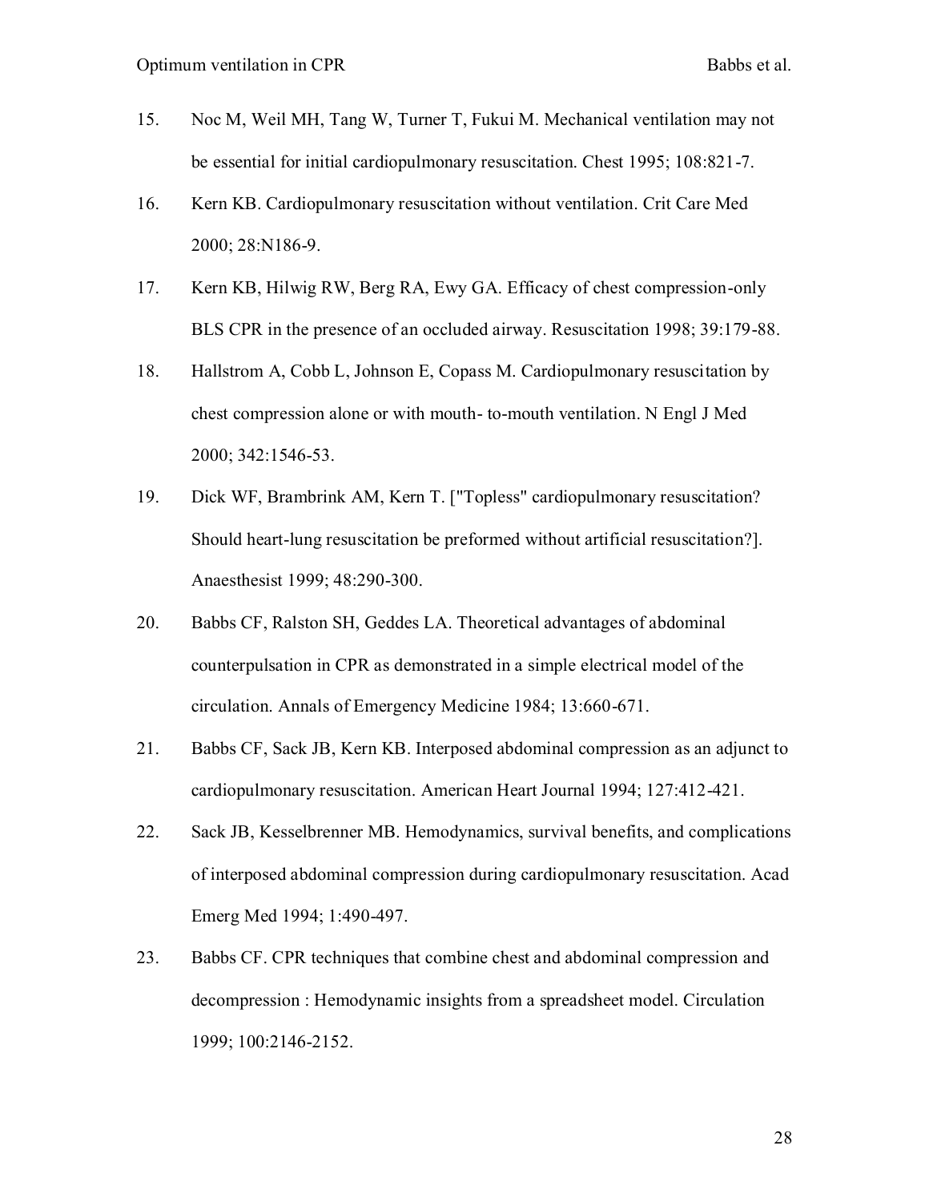15. Noc M, Weil MH, Tang W, Turner T, Fukui M. Mechanical ventilation may not be essential for initial cardiopulmonary resuscitation. Chest 1995; 108:821-7.

16. Kern KB. Cardiopulmonary resuscitation without ventilation. Crit Care Med 2000; 28:N186-9.

17. Kern KB, Hilwig RW, Berg RA, Ewy GA. Efficacy of chest compression-only BLS CPR in the presence of an occluded airway. Resuscitation 1998; 39:179-88.

18. Hallstrom A, Cobb L, Johnson E, Copass M. Cardiopulmonary resuscitation by chest compression alone or with mouth- to-mouth ventilation. N Engl J Med 2000; 342:1546-53.

19. Dick WF, Brambrink AM, Kern T. ["Topless" cardiopulmonary resuscitation? Should heart-lung resuscitation be preformed without artificial resuscitation?]. Anaesthesist 1999; 48:290-300.

20. Babbs CF, Ralston SH, Geddes LA. Theoretical advantages of abdominal counterpulsation in CPR as demonstrated in a simple electrical model of the circulation. Annals of Emergency Medicine 1984; 13:660-671.

21. Babbs CF, Sack JB, Kern KB. Interposed abdominal compression as an adjunct to cardiopulmonary resuscitation. American Heart Journal 1994; 127:412-421.

22. Sack JB, Kesselbrenner MB. Hemodynamics, survival benefits, and complications of interposed abdominal compression during cardiopulmonary resuscitation. Acad Emerg Med 1994; 1:490-497.

23. Babbs CF. CPR techniques that combine chest and abdominal compression and decompression : Hemodynamic insights from a spreadsheet model. Circulation 1999; 100:2146-2152.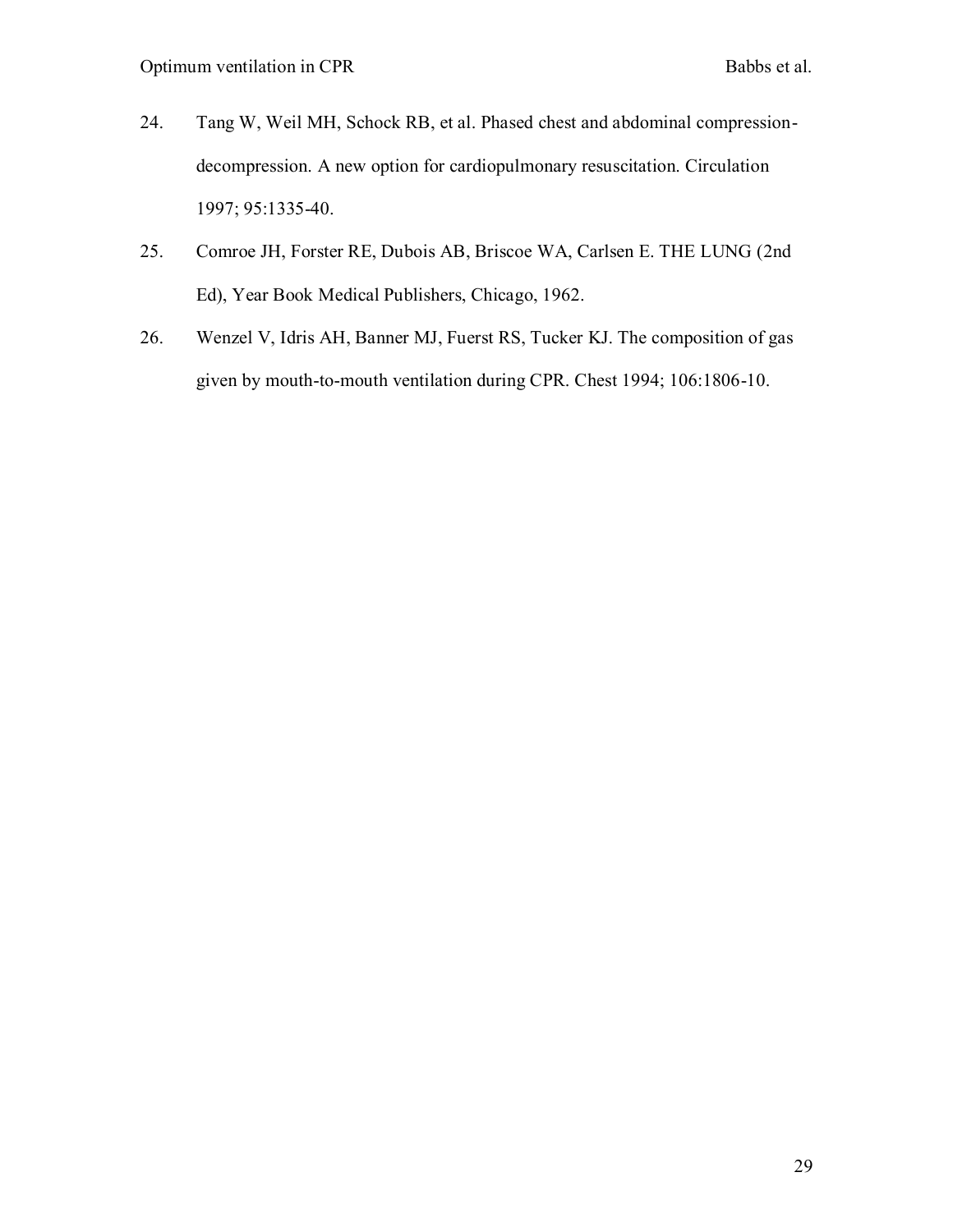24. Tang W, Weil MH, Schock RB, et al. Phased chest and abdominal compression-decompression. A new option for cardiopulmonary resuscitation. Circulation 1997; 95:1335-40.

25. Comroe JH, Forster RE, Dubois AB, Briscoe WA, Carlsen E. THE LUNG (2nd Ed), Year Book Medical Publishers, Chicago, 1962.

26. Wenzel V, Idris AH, Banner MJ, Fuerst RS, Tucker KJ. The composition of gas given by mouth-to-mouth ventilation during CPR. Chest 1994; 106:1806-10.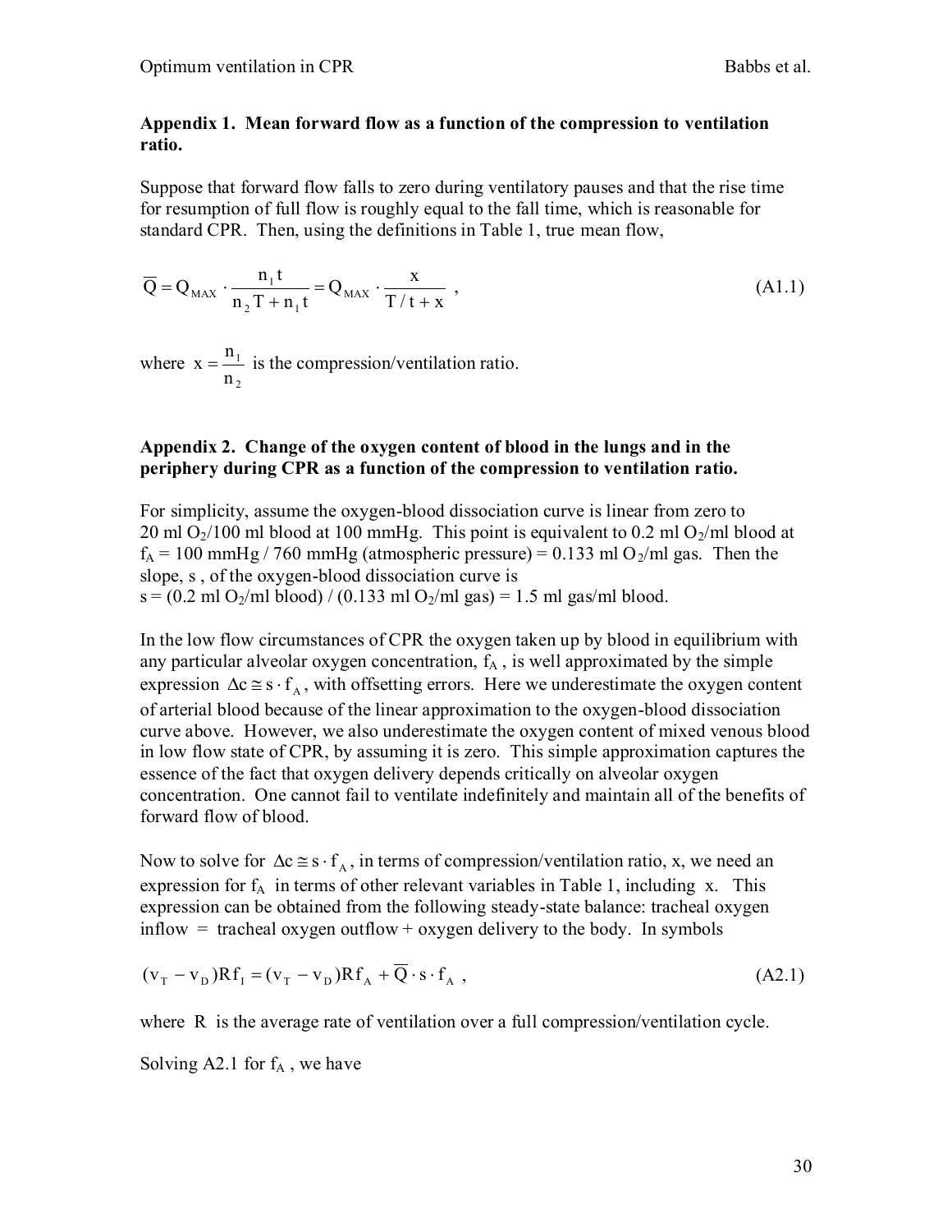### Appendix 1. Mean forward flow as a function of the compression to ventilation ratio.

Suppose that forward flow falls to zero during ventilatory pauses and that the rise time for resumption of full flow is roughly equal to the fall time, which is reasonable for standard CPR. Then, using the definitions in Table 1, true mean flow,

$$\overline{Q} = Q_{MAX} \cdot \frac{n_1 t}{n_2 T + n_1 t} = Q_{MAX} \cdot \frac{x}{T/t + x} \ , \tag{A1.1}$$

where $x = \dfrac{n_1}{n_2}$ is the compression/ventilation ratio.

### Appendix 2. Change of the oxygen content of blood in the lungs and in the periphery during CPR as a function of the compression to ventilation ratio.

For simplicity, assume the oxygen-blood dissociation curve is linear from zero to 20 ml $O_2$/100 ml blood at 100 mmHg. This point is equivalent to 0.2 ml $O_2$/ml blood at $f_A$ = 100 mmHg / 760 mmHg (atmospheric pressure) = 0.133 ml $O_2$/ml gas. Then the slope, s , of the oxygen-blood dissociation curve is
s = (0.2 ml $O_2$/ml blood) / (0.133 ml $O_2$/ml gas) = 1.5 ml gas/ml blood.

In the low flow circumstances of CPR the oxygen taken up by blood in equilibrium with any particular alveolar oxygen concentration, $f_A$ , is well approximated by the simple expression $\Delta c \cong s \cdot f_A$, with offsetting errors. Here we underestimate the oxygen content of arterial blood because of the linear approximation to the oxygen-blood dissociation curve above. However, we also underestimate the oxygen content of mixed venous blood in low flow state of CPR, by assuming it is zero. This simple approximation captures the essence of the fact that oxygen delivery depends critically on alveolar oxygen concentration. One cannot fail to ventilate indefinitely and maintain all of the benefits of forward flow of blood.

Now to solve for $\Delta c \cong s \cdot f_A$, in terms of compression/ventilation ratio, x, we need an expression for $f_A$ in terms of other relevant variables in Table 1, including x. This expression can be obtained from the following steady-state balance: tracheal oxygen inflow = tracheal oxygen outflow + oxygen delivery to the body. In symbols

$$(v_T - v_D) R f_I = (v_T - v_D) R f_A + \overline{Q} \cdot s \cdot f_A \ , \tag{A2.1}$$

where R is the average rate of ventilation over a full compression/ventilation cycle.

Solving A2.1 for $f_A$ , we have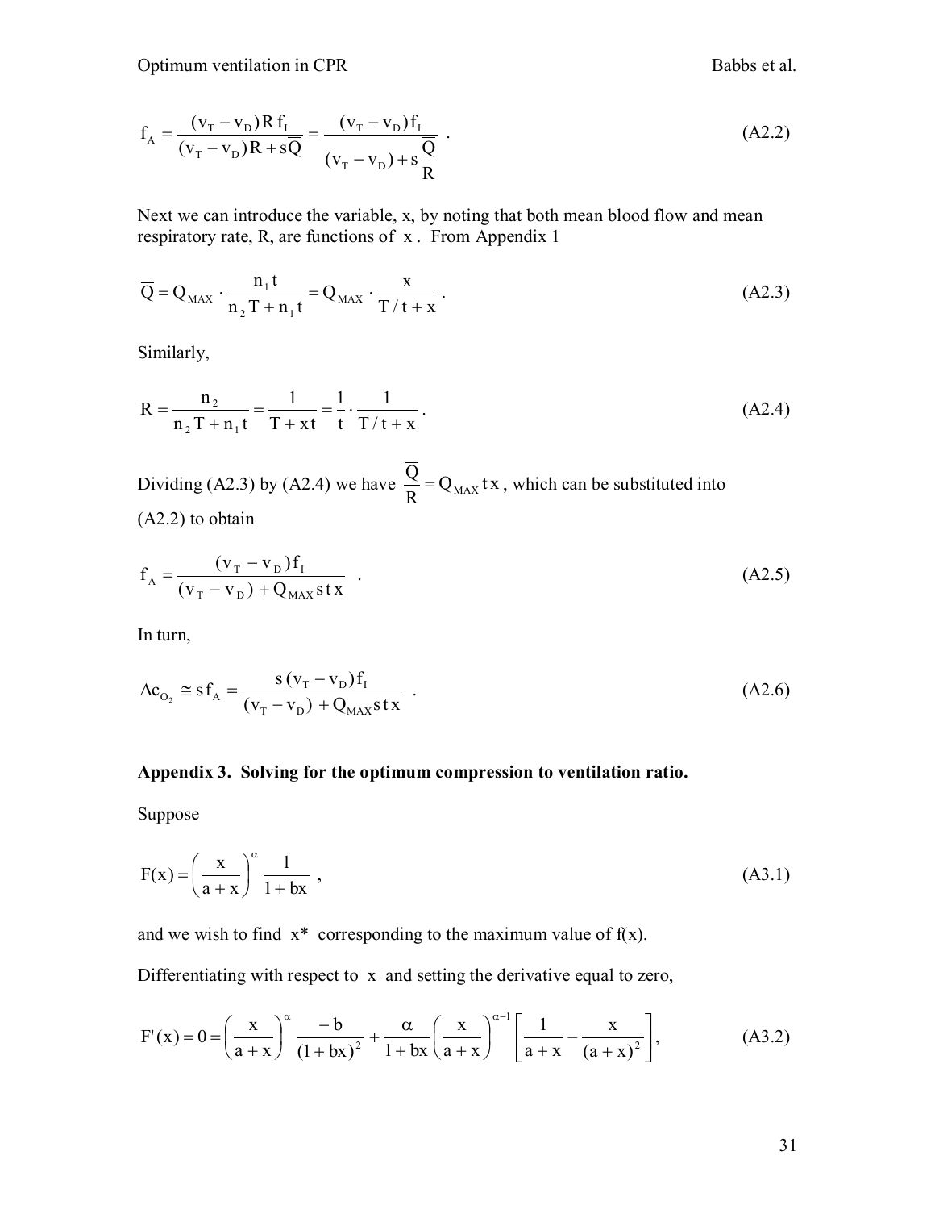$$f_A = \frac{(v_T - v_D) R f_I}{(v_T - v_D) R + s\overline{Q}} = \frac{(v_T - v_D) f_I}{(v_T - v_D) + s\dfrac{\overline{Q}}{R}} \quad . \tag{A2.2}$$

Next we can introduce the variable, x, by noting that both mean blood flow and mean respiratory rate, R, are functions of $x$ . From Appendix 1

$$\overline{Q} = Q_{MAX} \cdot \frac{n_1 t}{n_2 T + n_1 t} = Q_{MAX} \cdot \frac{x}{T/t + x} \,. \tag{A2.3}$$

Similarly,

$$R = \frac{n_2}{n_2 T + n_1 t} = \frac{1}{T + xt} = \frac{1}{t} \cdot \frac{1}{T/t + x} \,. \tag{A2.4}$$

Dividing (A2.3) by (A2.4) we have $\dfrac{\overline{Q}}{R} = Q_{MAX}\, t\, x$ , which can be substituted into (A2.2) to obtain

$$f_A = \frac{(v_T - v_D) f_I}{(v_T - v_D) + Q_{MAX}\, s\, t\, x} \quad . \tag{A2.5}$$

In turn,

$$\Delta c_{O_2} \cong s f_A = \frac{s\,(v_T - v_D) f_I}{(v_T - v_D) + Q_{MAX}\, s\, t\, x} \quad . \tag{A2.6}$$

## Appendix 3. Solving for the optimum compression to ventilation ratio.

Suppose

$$F(x) = \left(\frac{x}{a + x}\right)^{\alpha} \frac{1}{1 + bx} \ , \tag{A3.1}$$

and we wish to find $x^*$ corresponding to the maximum value of $f(x)$.

Differentiating with respect to $x$ and setting the derivative equal to zero,

$$F'(x) = 0 = \left(\frac{x}{a + x}\right)^{\alpha} \frac{-b}{(1 + bx)^2} + \frac{\alpha}{1 + bx}\left(\frac{x}{a + x}\right)^{\alpha - 1} \left[\frac{1}{a + x} - \frac{x}{(a + x)^2}\right], \tag{A3.2}$$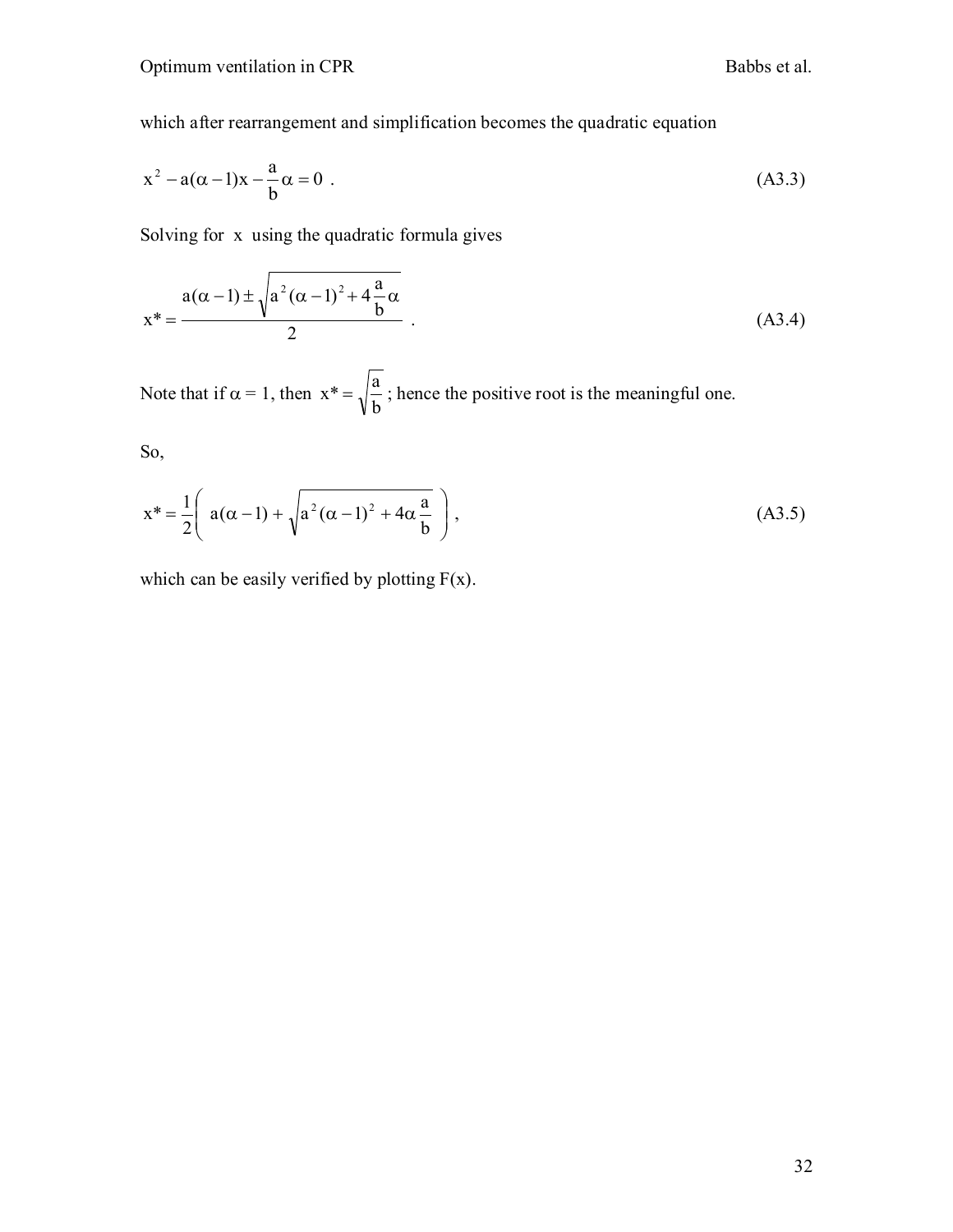which after rearrangement and simplification becomes the quadratic equation

$$x^2 - a(\alpha - 1)x - \frac{a}{b}\alpha = 0 \ . \tag{A3.3}$$

Solving for $x$ using the quadratic formula gives

$$x^* = \frac{a(\alpha - 1) \pm \sqrt{a^2(\alpha - 1)^2 + 4\frac{a}{b}\alpha}}{2} \ . \tag{A3.4}$$

Note that if $\alpha = 1$, then $x^* = \sqrt{\frac{a}{b}}$ ; hence the positive root is the meaningful one.

So,

$$x^* = \frac{1}{2}\left( a(\alpha - 1) + \sqrt{a^2(\alpha - 1)^2 + 4\alpha\frac{a}{b}} \right) , \tag{A3.5}$$

which can be easily verified by plotting F(x).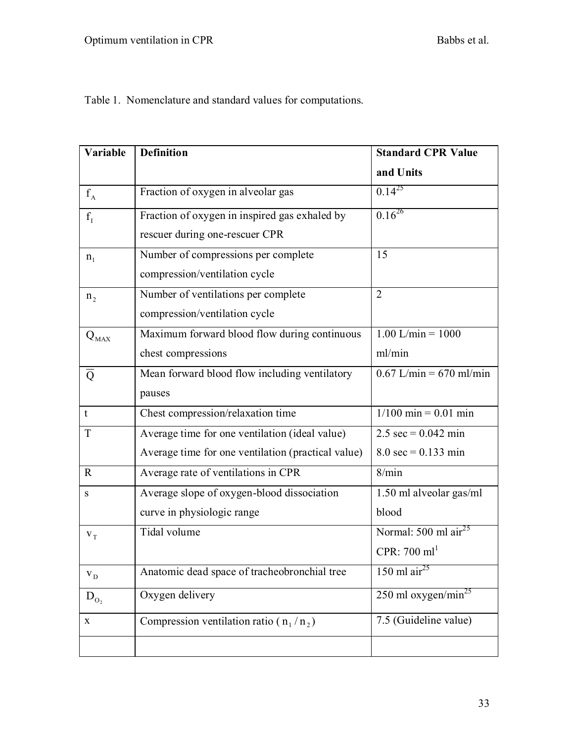Table 1. Nomenclature and standard values for computations.

| Variable | Definition | Standard CPR Value and Units |
|---|---|---|
| $f_A$ | Fraction of oxygen in alveolar gas | 0.14[25] |
| $f_I$ | Fraction of oxygen in inspired gas exhaled by rescuer during one-rescuer CPR | 0.16[26] |
| $n_1$ | Number of compressions per complete compression/ventilation cycle | 15 |
| $n_2$ | Number of ventilations per complete compression/ventilation cycle | 2 |
| $Q_{MAX}$ | Maximum forward blood flow during continuous chest compressions | 1.00 L/min = 1000 ml/min |
| $\overline{Q}$ | Mean forward blood flow including ventilatory pauses | 0.67 L/min = 670 ml/min |
| t | Chest compression/relaxation time | 1/100 min = 0.01 min |
| T | Average time for one ventilation (ideal value)<br>Average time for one ventilation (practical value) | 2.5 sec = 0.042 min<br>8.0 sec = 0.133 min |
| R | Average rate of ventilations in CPR | 8/min |
| s | Average slope of oxygen-blood dissociation curve in physiologic range | 1.50 ml alveolar gas/ml blood |
| $v_T$ | Tidal volume | Normal: 500 ml air[25]<br>CPR: 700 ml[1] |
| $v_D$ | Anatomic dead space of tracheobronchial tree | 150 ml air[25] |
| $D_{O_2}$ | Oxygen delivery | 250 ml oxygen/min[25] |
| x | Compression ventilation ratio ( $n_1 / n_2$ ) | 7.5 (Guideline value) |
| | | |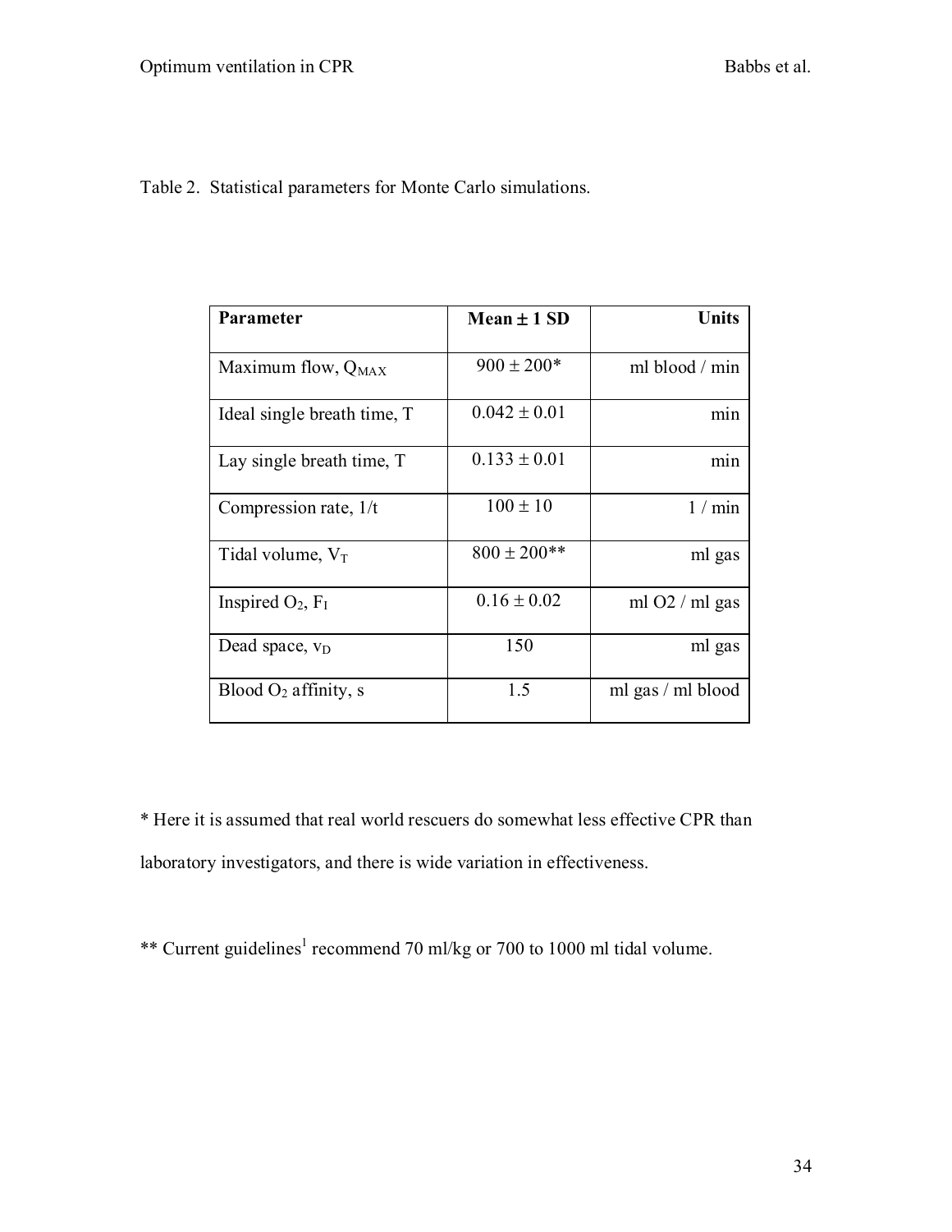Table 2. Statistical parameters for Monte Carlo simulations.

| Parameter | Mean ± 1 SD | Units |
|---|---|---|
| Maximum flow, $Q_{MAX}$ | 900 ± 200* | ml blood / min |
| Ideal single breath time, T | 0.042 ± 0.01 | min |
| Lay single breath time, T | 0.133 ± 0.01 | min |
| Compression rate, 1/t | 100 ± 10 | 1 / min |
| Tidal volume, $V_T$ | 800 ± 200** | ml gas |
| Inspired $O_2$, $F_I$ | 0.16 ± 0.02 | ml O2 / ml gas |
| Dead space, $v_D$ | 150 | ml gas |
| Blood $O_2$ affinity, s | 1.5 | ml gas / ml blood |

* Here it is assumed that real world rescuers do somewhat less effective CPR than laboratory investigators, and there is wide variation in effectiveness.

** Current guidelines[1] recommend 70 ml/kg or 700 to 1000 ml tidal volume.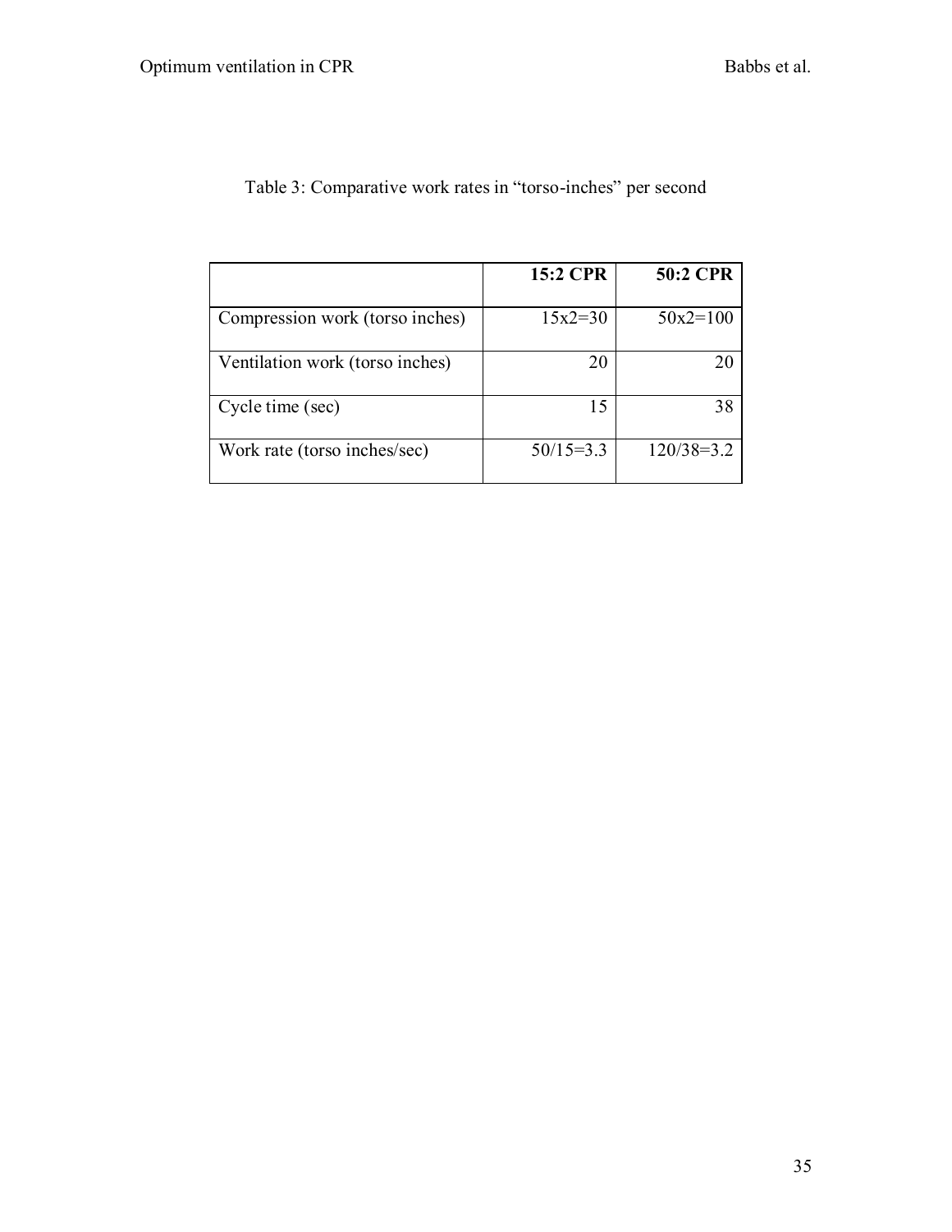Table 3: Comparative work rates in “torso-inches” per second

| | **15:2 CPR** | **50:2 CPR** |
|---|---|---|
| Compression work (torso inches) | 15x2=30 | 50x2=100 |
| Ventilation work (torso inches) | 20 | 20 |
| Cycle time (sec) | 15 | 38 |
| Work rate (torso inches/sec) | 50/15=3.3 | 120/38=3.2 |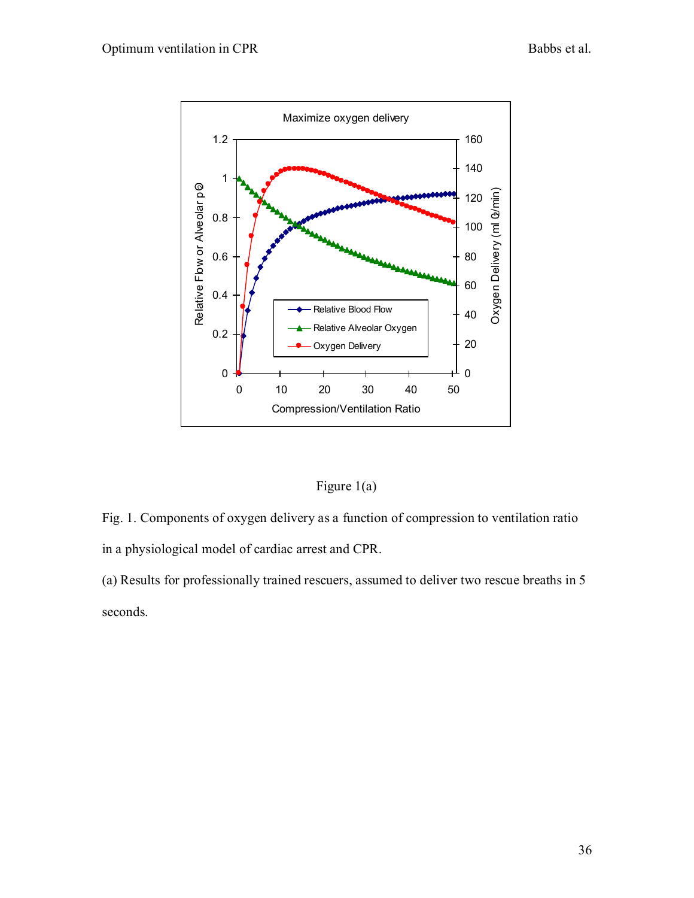Figure 1(a)

Fig. 1. Components of oxygen delivery as a function of compression to ventilation ratio in a physiological model of cardiac arrest and CPR.

(a) Results for professionally trained rescuers, assumed to deliver two rescue breaths in 5 seconds.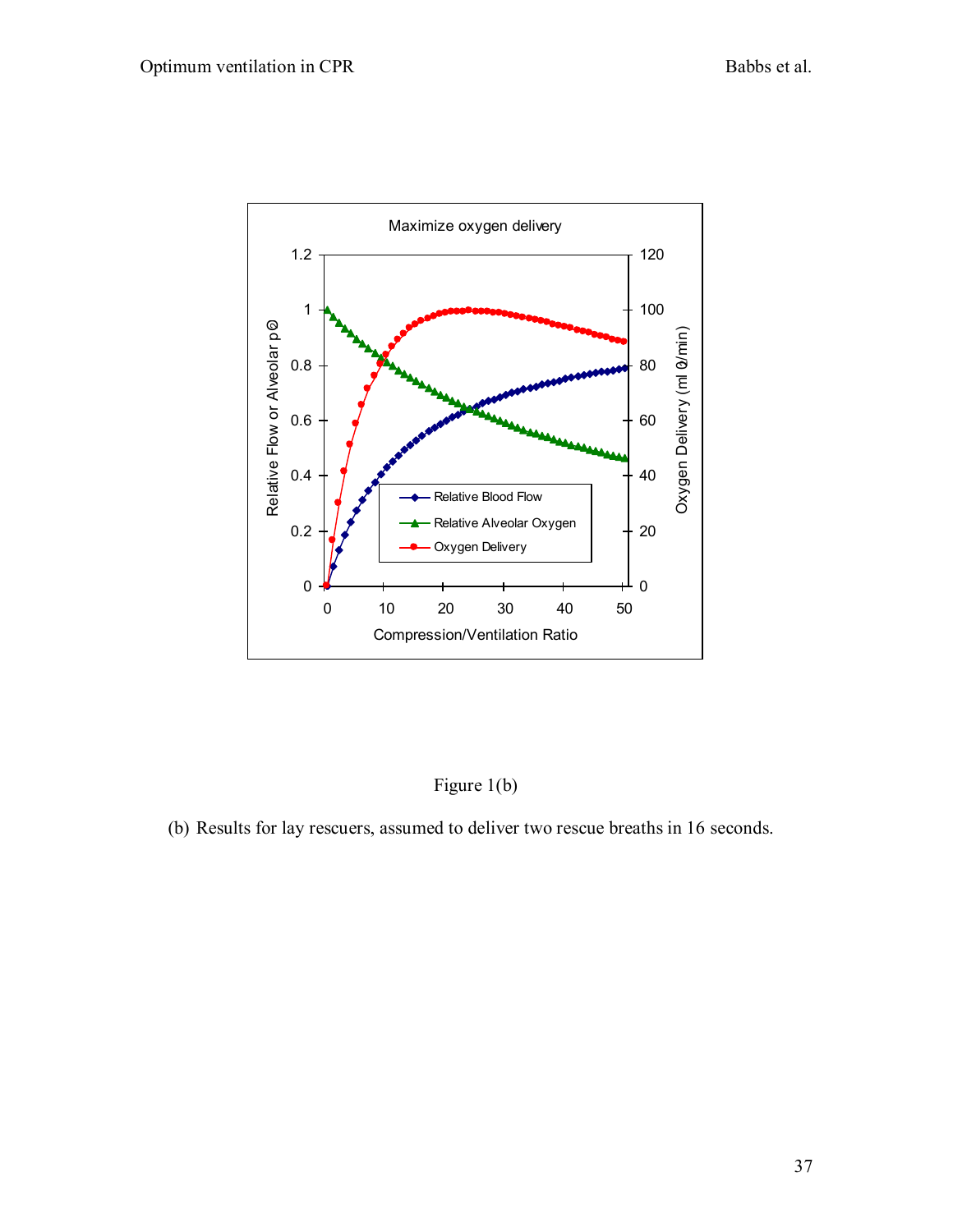Figure 1(b)

(b) Results for lay rescuers, assumed to deliver two rescue breaths in 16 seconds.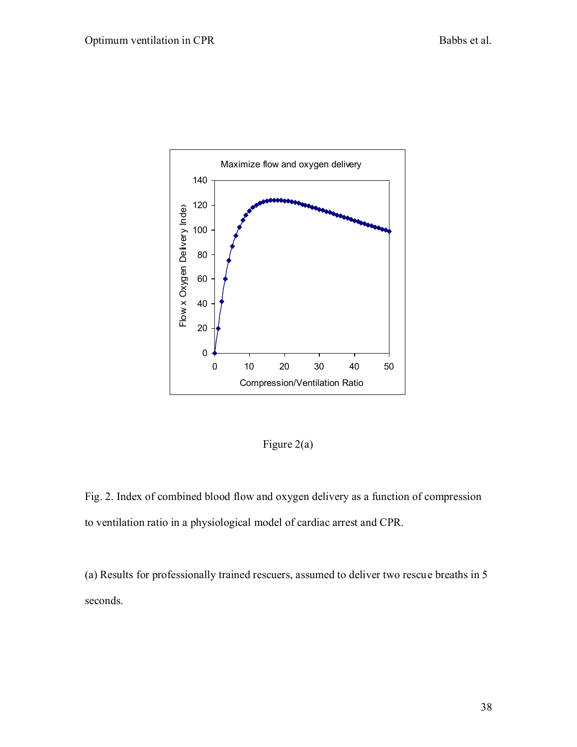Figure 2(a)

Fig. 2. Index of combined blood flow and oxygen delivery as a function of compression to ventilation ratio in a physiological model of cardiac arrest and CPR.

(a) Results for professionally trained rescuers, assumed to deliver two rescue breaths in 5 seconds.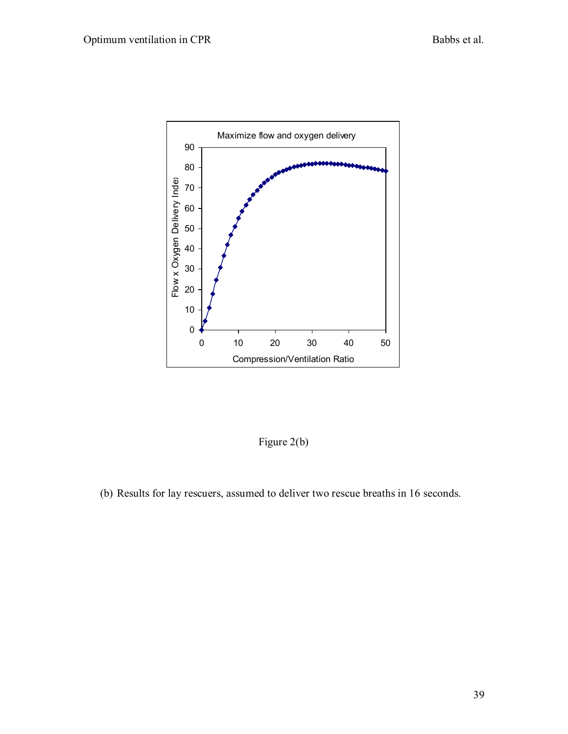Figure 2(b)

(b) Results for lay rescuers, assumed to deliver two rescue breaths in 16 seconds.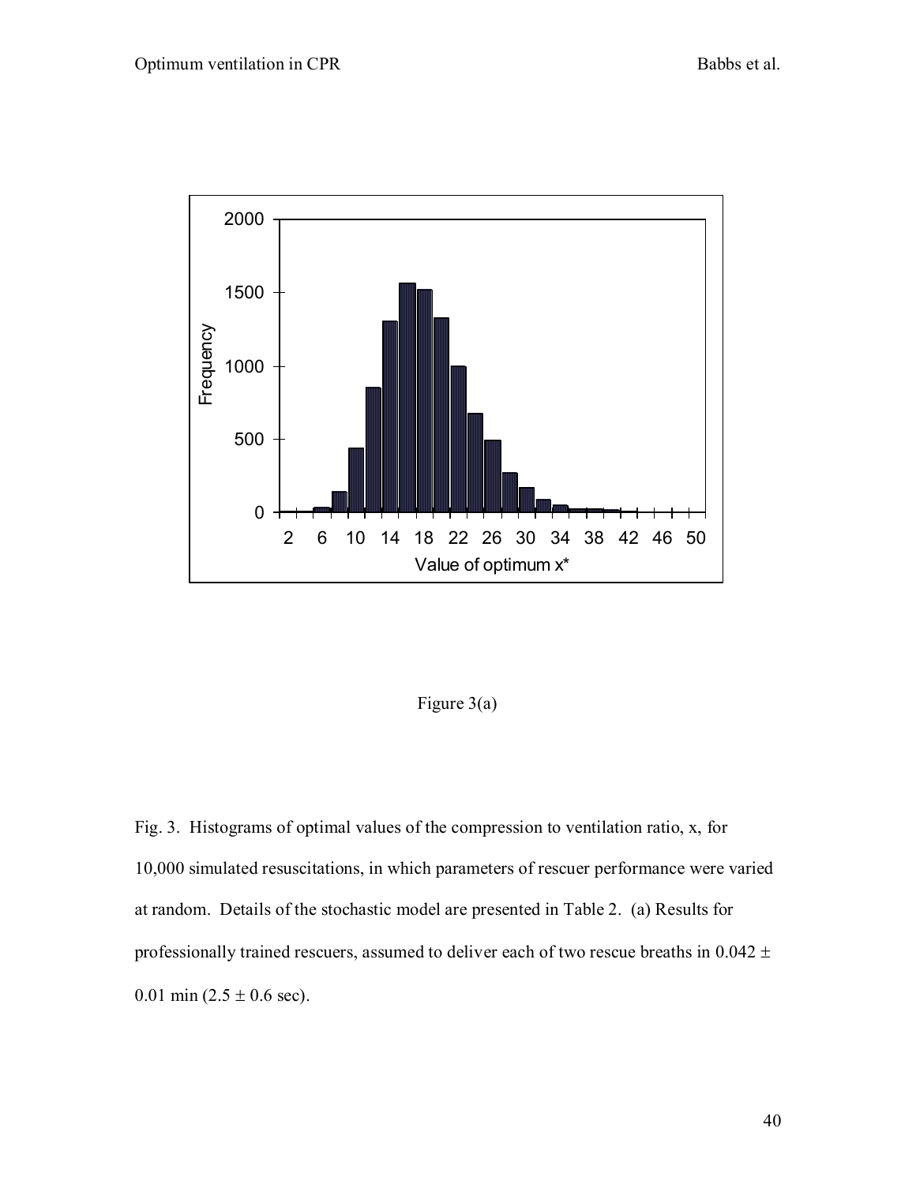Figure 3(a)

Fig. 3. Histograms of optimal values of the compression to ventilation ratio, x, for 10,000 simulated resuscitations, in which parameters of rescuer performance were varied at random. Details of the stochastic model are presented in Table 2. (a) Results for professionally trained rescuers, assumed to deliver each of two rescue breaths in $0.042 \pm 0.01$ min ($2.5 \pm 0.6$ sec).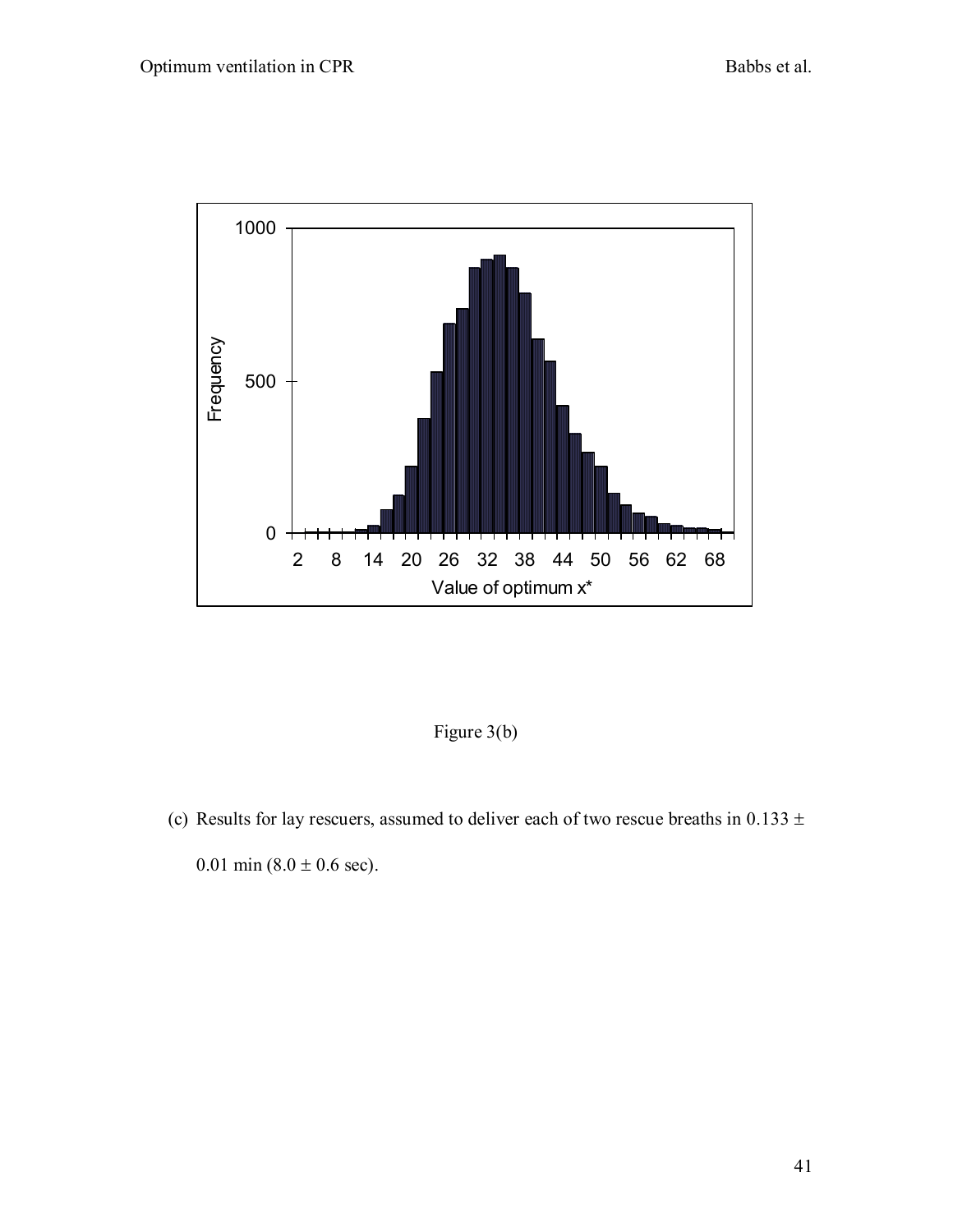1000

Frequency

500

0

2 8 14 20 26 32 38 44 50 56 62 68

Value of optimum x*

Figure 3(b)

(c) Results for lay rescuers, assumed to deliver each of two rescue breaths in 0.133 ± 0.01 min (8.0 ± 0.6 sec).